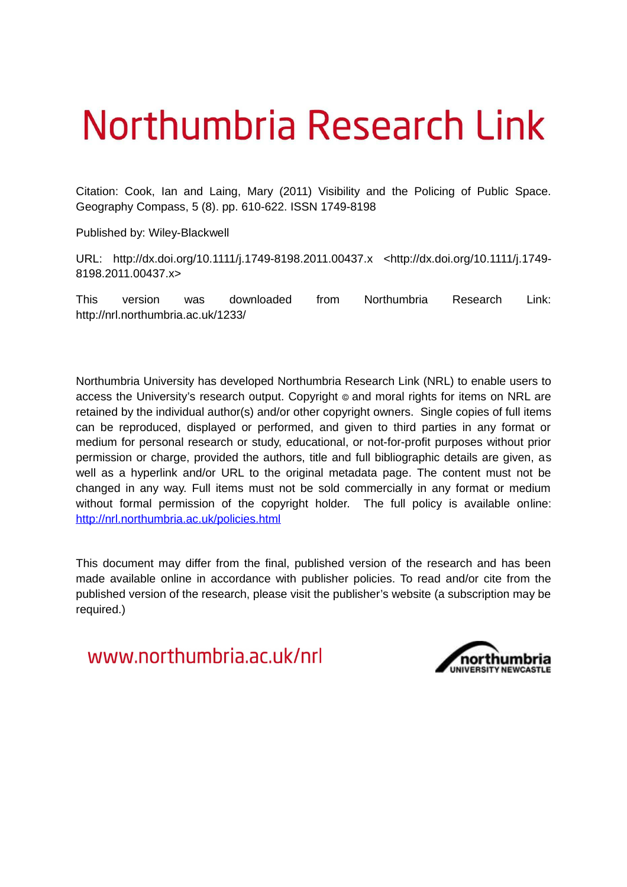# Northumbria Research Link

Citation: Cook, Ian and Laing, Mary (2011) Visibility and the Policing of Public Space. Geography Compass, 5 (8). pp. 610-622. ISSN 1749-8198

Published by: Wiley-Blackwell

URL: http://dx.doi.org/10.1111/j.1749-8198.2011.00437.x <http://dx.doi.org/10.1111/j.1749-8198.2011.00437.x>

This version was downloaded from Northumbria Research Link: http://nrl.northumbria.ac.uk/1233/

Northumbria University has developed Northumbria Research Link (NRL) to enable users to access the University's research output. Copyright © and moral rights for items on NRL are retained by the individual author(s) and/or other copyright owners. Single copies of full items can be reproduced, displayed or performed, and given to third parties in any format or medium for personal research or study, educational, or not-for-profit purposes without prior permission or charge, provided the authors, title and full bibliographic details are given, as well as a hyperlink and/or URL to the original metadata page. The content must not be changed in any way. Full items must not be sold commercially in any format or medium without formal permission of the copyright holder. The full policy is available online: http://nrl.northumbria.ac.uk/policies.html

This document may differ from the final, published version of the research and has been made available online in accordance with publisher policies. To read and/or cite from the published version of the research, please visit the publisher's website (a subscription may be required.)

www.northumbria.ac.uk/nrl

northumbria UNIVERSITY NEWCASTLE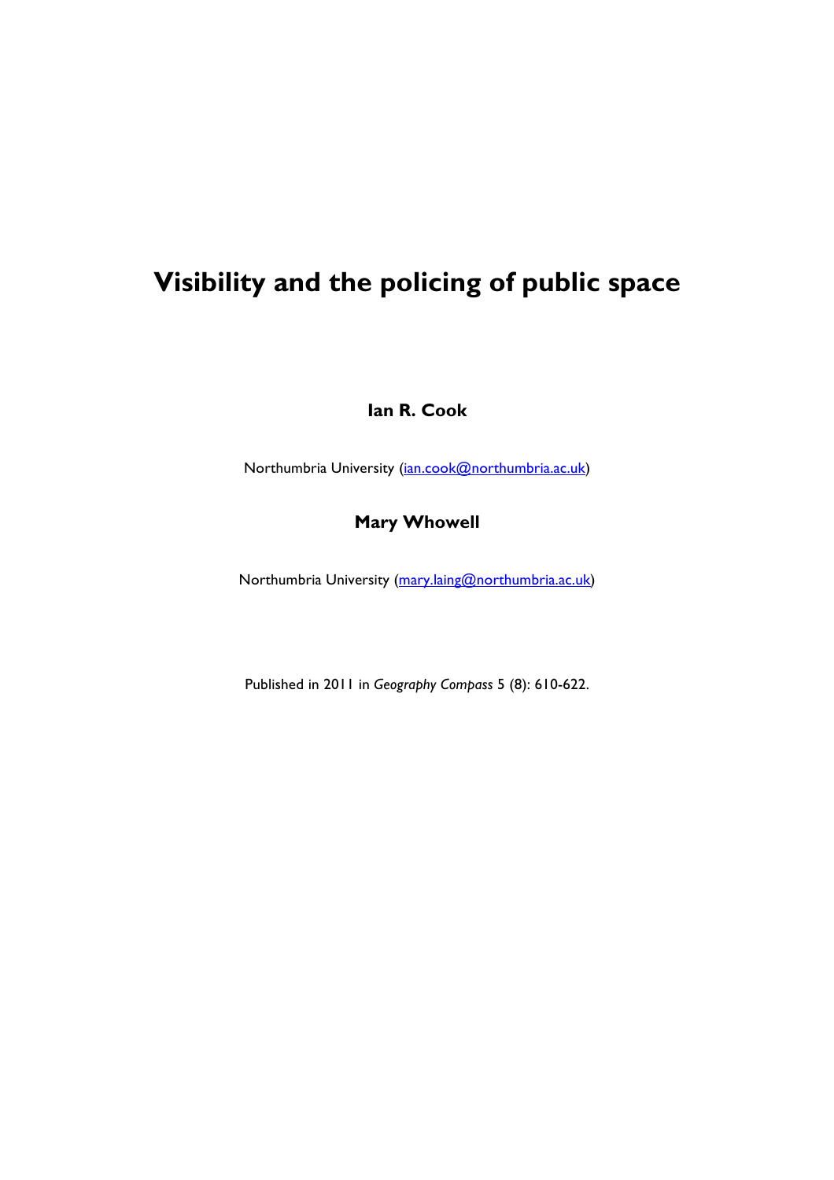# Visibility and the policing of public space

**Ian R. Cook**

Northumbria University (ian.cook@northumbria.ac.uk)

**Mary Whowell**

Northumbria University (mary.laing@northumbria.ac.uk)

Published in 2011 in *Geography Compass* 5 (8): 610-622.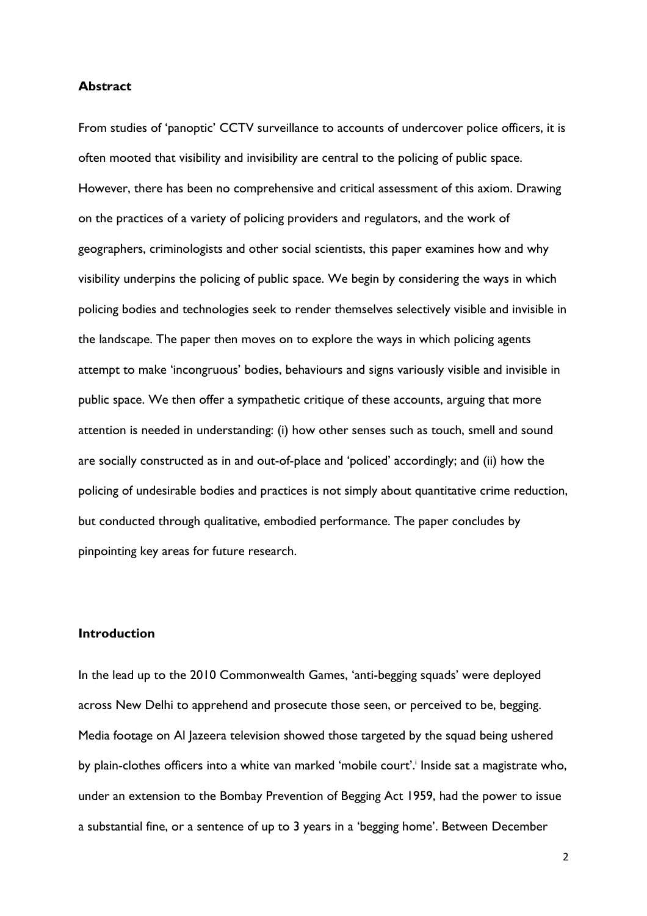**Abstract**

From studies of 'panoptic' CCTV surveillance to accounts of undercover police officers, it is often mooted that visibility and invisibility are central to the policing of public space. However, there has been no comprehensive and critical assessment of this axiom. Drawing on the practices of a variety of policing providers and regulators, and the work of geographers, criminologists and other social scientists, this paper examines how and why visibility underpins the policing of public space. We begin by considering the ways in which policing bodies and technologies seek to render themselves selectively visible and invisible in the landscape. The paper then moves on to explore the ways in which policing agents attempt to make 'incongruous' bodies, behaviours and signs variously visible and invisible in public space. We then offer a sympathetic critique of these accounts, arguing that more attention is needed in understanding: (i) how other senses such as touch, smell and sound are socially constructed as in and out-of-place and 'policed' accordingly; and (ii) how the policing of undesirable bodies and practices is not simply about quantitative crime reduction, but conducted through qualitative, embodied performance. The paper concludes by pinpointing key areas for future research.

**Introduction**

In the lead up to the 2010 Commonwealth Games, 'anti-begging squads' were deployed across New Delhi to apprehend and prosecute those seen, or perceived to be, begging. Media footage on Al Jazeera television showed those targeted by the squad being ushered by plain-clothes officers into a white van marked 'mobile court'.[i] Inside sat a magistrate who, under an extension to the Bombay Prevention of Begging Act 1959, had the power to issue a substantial fine, or a sentence of up to 3 years in a 'begging home'. Between December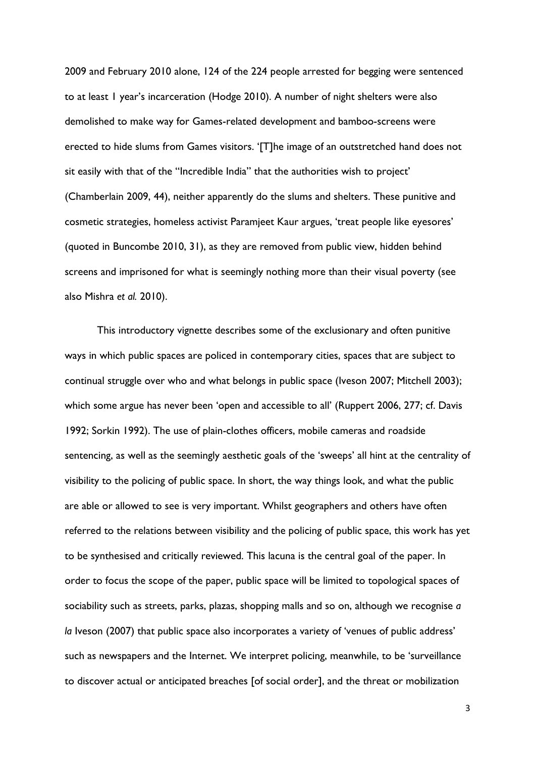2009 and February 2010 alone, 124 of the 224 people arrested for begging were sentenced to at least 1 year's incarceration (Hodge 2010). A number of night shelters were also demolished to make way for Games-related development and bamboo-screens were erected to hide slums from Games visitors. '[T]he image of an outstretched hand does not sit easily with that of the "Incredible India" that the authorities wish to project' (Chamberlain 2009, 44), neither apparently do the slums and shelters. These punitive and cosmetic strategies, homeless activist Paramjeet Kaur argues, 'treat people like eyesores' (quoted in Buncombe 2010, 31), as they are removed from public view, hidden behind screens and imprisoned for what is seemingly nothing more than their visual poverty (see also Mishra *et al.* 2010).

This introductory vignette describes some of the exclusionary and often punitive ways in which public spaces are policed in contemporary cities, spaces that are subject to continual struggle over who and what belongs in public space (Iveson 2007; Mitchell 2003); which some argue has never been 'open and accessible to all' (Ruppert 2006, 277; cf. Davis 1992; Sorkin 1992). The use of plain-clothes officers, mobile cameras and roadside sentencing, as well as the seemingly aesthetic goals of the 'sweeps' all hint at the centrality of visibility to the policing of public space. In short, the way things look, and what the public are able or allowed to see is very important. Whilst geographers and others have often referred to the relations between visibility and the policing of public space, this work has yet to be synthesised and critically reviewed. This lacuna is the central goal of the paper. In order to focus the scope of the paper, public space will be limited to topological spaces of sociability such as streets, parks, plazas, shopping malls and so on, although we recognise *a la* Iveson (2007) that public space also incorporates a variety of 'venues of public address' such as newspapers and the Internet. We interpret policing, meanwhile, to be 'surveillance to discover actual or anticipated breaches [of social order], and the threat or mobilization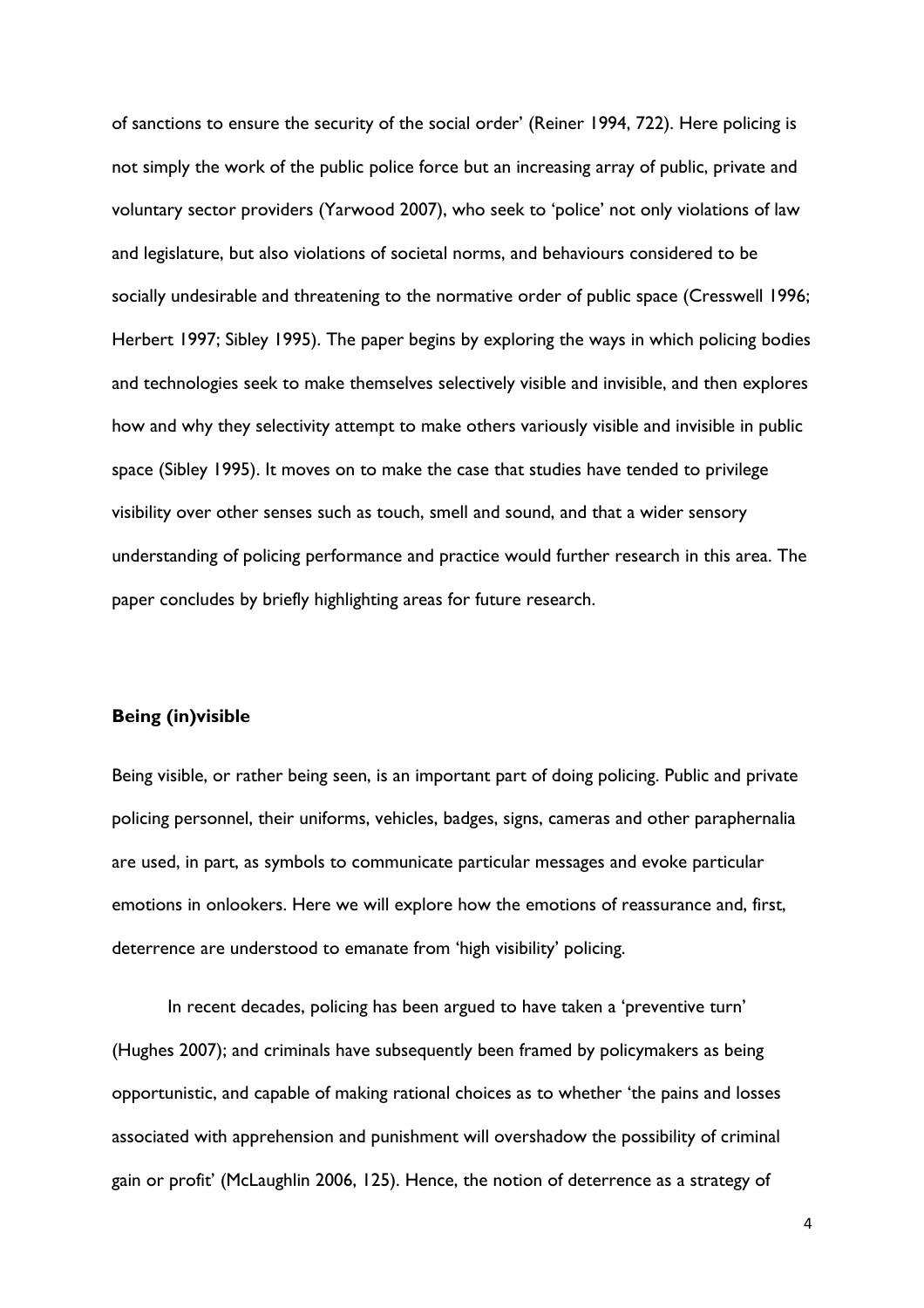of sanctions to ensure the security of the social order' (Reiner 1994, 722). Here policing is not simply the work of the public police force but an increasing array of public, private and voluntary sector providers (Yarwood 2007), who seek to 'police' not only violations of law and legislature, but also violations of societal norms, and behaviours considered to be socially undesirable and threatening to the normative order of public space (Cresswell 1996; Herbert 1997; Sibley 1995). The paper begins by exploring the ways in which policing bodies and technologies seek to make themselves selectively visible and invisible, and then explores how and why they selectivity attempt to make others variously visible and invisible in public space (Sibley 1995). It moves on to make the case that studies have tended to privilege visibility over other senses such as touch, smell and sound, and that a wider sensory understanding of policing performance and practice would further research in this area. The paper concludes by briefly highlighting areas for future research.

## Being (in)visible

Being visible, or rather being seen, is an important part of doing policing. Public and private policing personnel, their uniforms, vehicles, badges, signs, cameras and other paraphernalia are used, in part, as symbols to communicate particular messages and evoke particular emotions in onlookers. Here we will explore how the emotions of reassurance and, first, deterrence are understood to emanate from 'high visibility' policing.

In recent decades, policing has been argued to have taken a 'preventive turn' (Hughes 2007); and criminals have subsequently been framed by policymakers as being opportunistic, and capable of making rational choices as to whether 'the pains and losses associated with apprehension and punishment will overshadow the possibility of criminal gain or profit' (McLaughlin 2006, 125). Hence, the notion of deterrence as a strategy of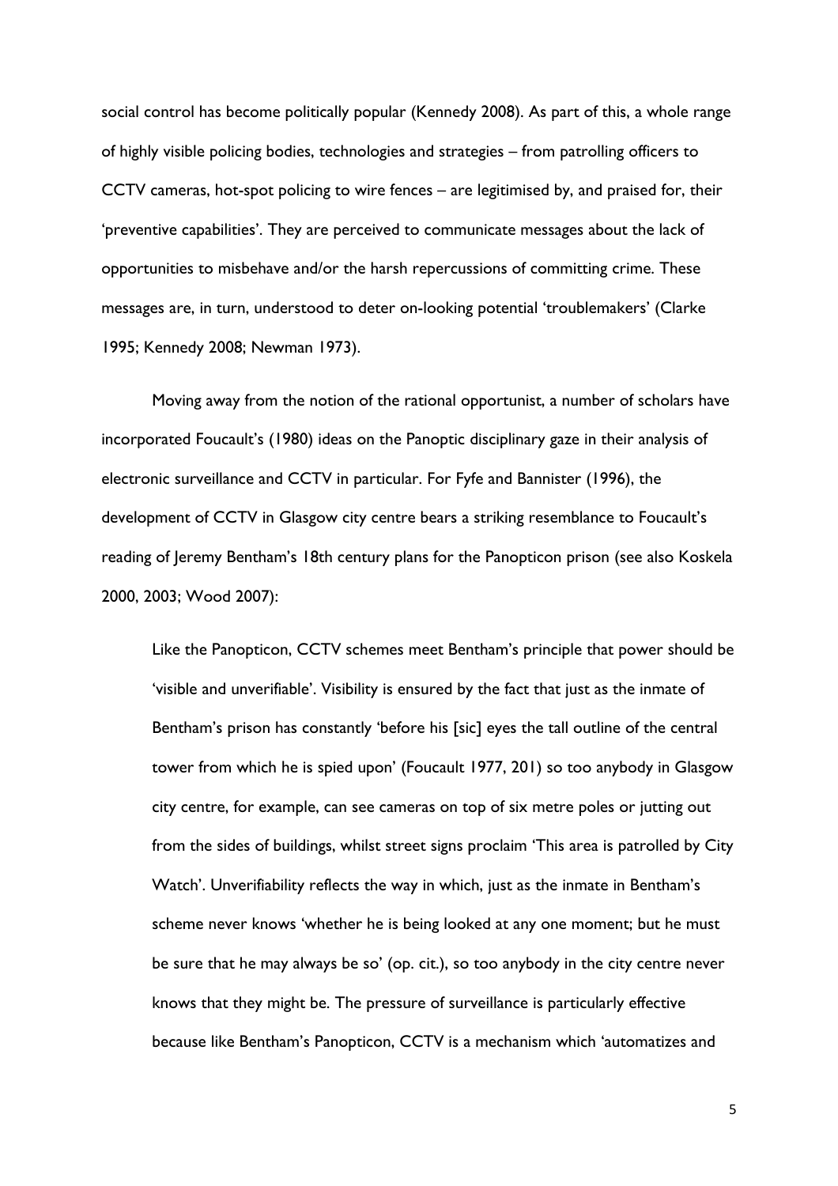social control has become politically popular (Kennedy 2008). As part of this, a whole range of highly visible policing bodies, technologies and strategies – from patrolling officers to CCTV cameras, hot-spot policing to wire fences – are legitimised by, and praised for, their 'preventive capabilities'. They are perceived to communicate messages about the lack of opportunities to misbehave and/or the harsh repercussions of committing crime. These messages are, in turn, understood to deter on-looking potential 'troublemakers' (Clarke 1995; Kennedy 2008; Newman 1973).

Moving away from the notion of the rational opportunist, a number of scholars have incorporated Foucault's (1980) ideas on the Panoptic disciplinary gaze in their analysis of electronic surveillance and CCTV in particular. For Fyfe and Bannister (1996), the development of CCTV in Glasgow city centre bears a striking resemblance to Foucault's reading of Jeremy Bentham's 18th century plans for the Panopticon prison (see also Koskela 2000, 2003; Wood 2007):

> Like the Panopticon, CCTV schemes meet Bentham's principle that power should be 'visible and unverifiable'. Visibility is ensured by the fact that just as the inmate of Bentham's prison has constantly 'before his [sic] eyes the tall outline of the central tower from which he is spied upon' (Foucault 1977, 201) so too anybody in Glasgow city centre, for example, can see cameras on top of six metre poles or jutting out from the sides of buildings, whilst street signs proclaim 'This area is patrolled by City Watch'. Unverifiability reflects the way in which, just as the inmate in Bentham's scheme never knows 'whether he is being looked at any one moment; but he must be sure that he may always be so' (op. cit.), so too anybody in the city centre never knows that they might be. The pressure of surveillance is particularly effective because like Bentham's Panopticon, CCTV is a mechanism which 'automatizes and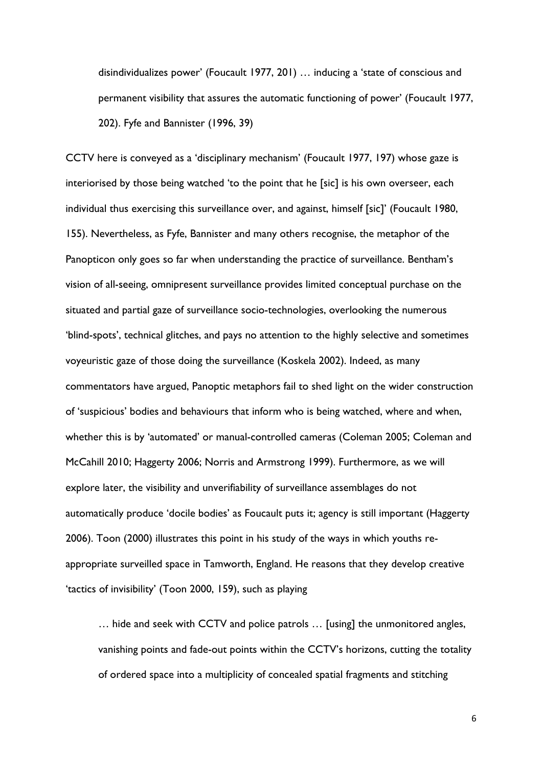> disindividualizes power' (Foucault 1977, 201) … inducing a 'state of conscious and permanent visibility that assures the automatic functioning of power' (Foucault 1977, 202). Fyfe and Bannister (1996, 39)

CCTV here is conveyed as a 'disciplinary mechanism' (Foucault 1977, 197) whose gaze is interiorised by those being watched 'to the point that he [sic] is his own overseer, each individual thus exercising this surveillance over, and against, himself [sic]' (Foucault 1980, 155). Nevertheless, as Fyfe, Bannister and many others recognise, the metaphor of the Panopticon only goes so far when understanding the practice of surveillance. Bentham's vision of all-seeing, omnipresent surveillance provides limited conceptual purchase on the situated and partial gaze of surveillance socio-technologies, overlooking the numerous 'blind-spots', technical glitches, and pays no attention to the highly selective and sometimes voyeuristic gaze of those doing the surveillance (Koskela 2002). Indeed, as many commentators have argued, Panoptic metaphors fail to shed light on the wider construction of 'suspicious' bodies and behaviours that inform who is being watched, where and when, whether this is by 'automated' or manual-controlled cameras (Coleman 2005; Coleman and McCahill 2010; Haggerty 2006; Norris and Armstrong 1999). Furthermore, as we will explore later, the visibility and unverifiability of surveillance assemblages do not automatically produce 'docile bodies' as Foucault puts it; agency is still important (Haggerty 2006). Toon (2000) illustrates this point in his study of the ways in which youths re-appropriate surveilled space in Tamworth, England. He reasons that they develop creative 'tactics of invisibility' (Toon 2000, 159), such as playing

> … hide and seek with CCTV and police patrols … [using] the unmonitored angles, vanishing points and fade-out points within the CCTV's horizons, cutting the totality of ordered space into a multiplicity of concealed spatial fragments and stitching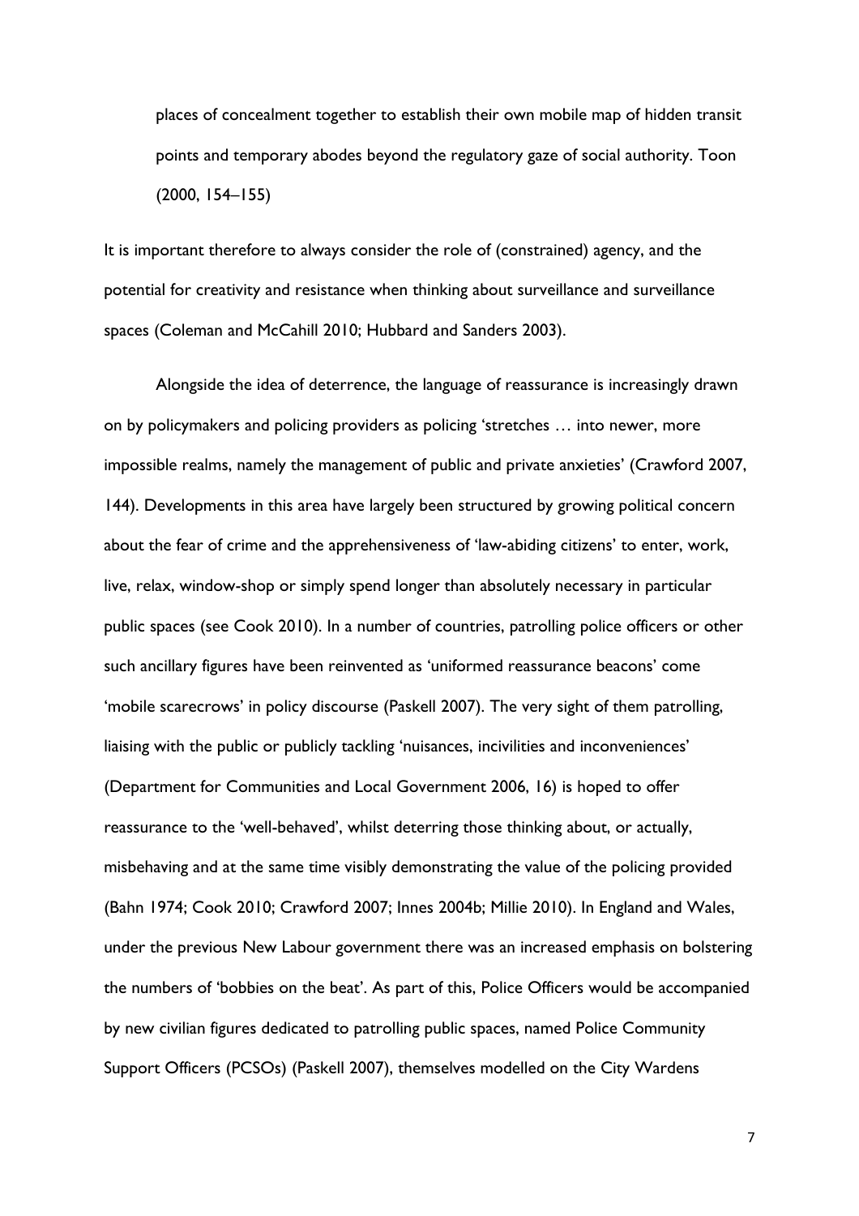places of concealment together to establish their own mobile map of hidden transit points and temporary abodes beyond the regulatory gaze of social authority. Toon (2000, 154–155)

It is important therefore to always consider the role of (constrained) agency, and the potential for creativity and resistance when thinking about surveillance and surveillance spaces (Coleman and McCahill 2010; Hubbard and Sanders 2003).

Alongside the idea of deterrence, the language of reassurance is increasingly drawn on by policymakers and policing providers as policing 'stretches … into newer, more impossible realms, namely the management of public and private anxieties' (Crawford 2007, 144). Developments in this area have largely been structured by growing political concern about the fear of crime and the apprehensiveness of 'law-abiding citizens' to enter, work, live, relax, window-shop or simply spend longer than absolutely necessary in particular public spaces (see Cook 2010). In a number of countries, patrolling police officers or other such ancillary figures have been reinvented as 'uniformed reassurance beacons' come 'mobile scarecrows' in policy discourse (Paskell 2007). The very sight of them patrolling, liaising with the public or publicly tackling 'nuisances, incivilities and inconveniences' (Department for Communities and Local Government 2006, 16) is hoped to offer reassurance to the 'well-behaved', whilst deterring those thinking about, or actually, misbehaving and at the same time visibly demonstrating the value of the policing provided (Bahn 1974; Cook 2010; Crawford 2007; Innes 2004b; Millie 2010). In England and Wales, under the previous New Labour government there was an increased emphasis on bolstering the numbers of 'bobbies on the beat'. As part of this, Police Officers would be accompanied by new civilian figures dedicated to patrolling public spaces, named Police Community Support Officers (PCSOs) (Paskell 2007), themselves modelled on the City Wardens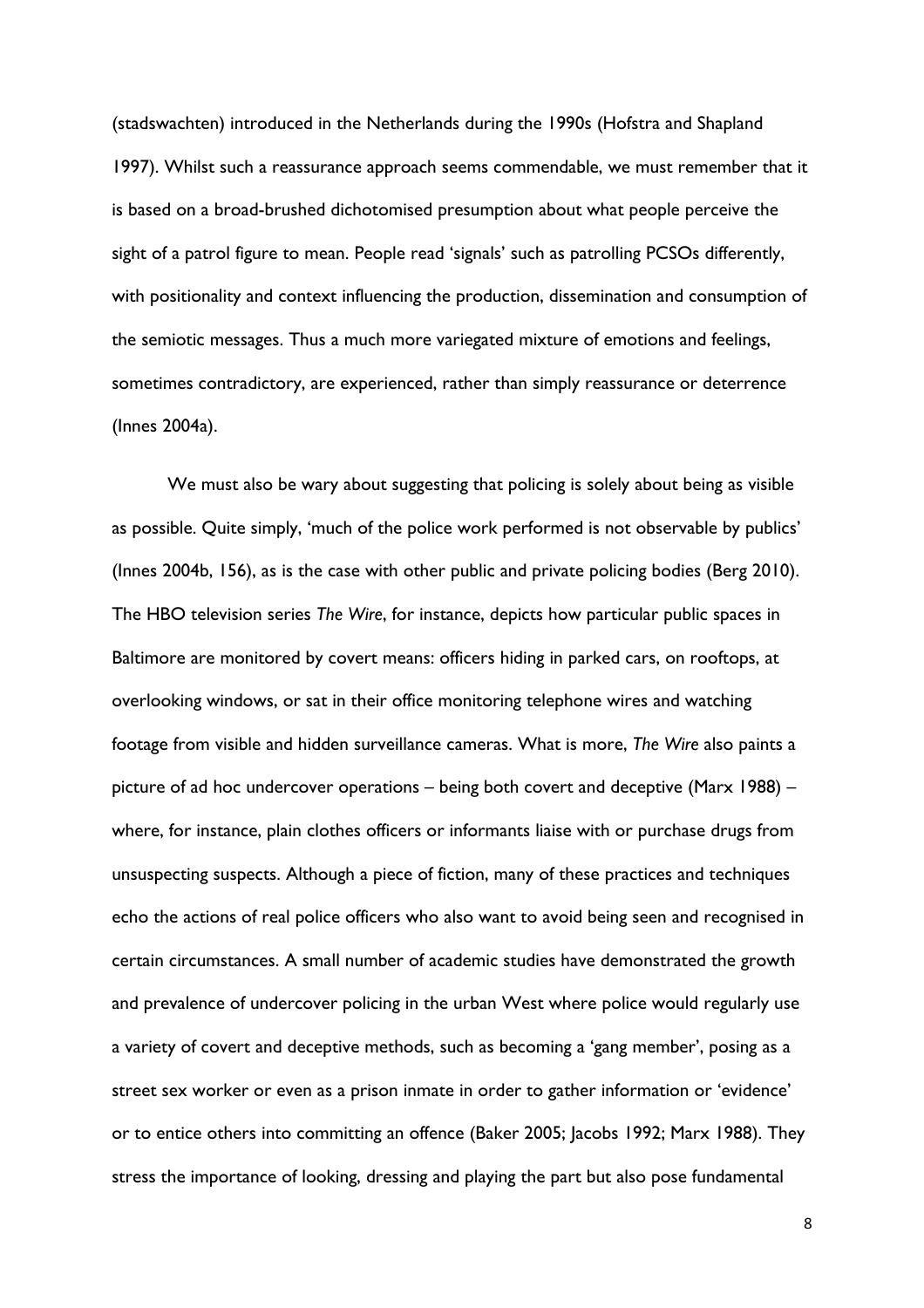(stadswachten) introduced in the Netherlands during the 1990s (Hofstra and Shapland 1997). Whilst such a reassurance approach seems commendable, we must remember that it is based on a broad-brushed dichotomised presumption about what people perceive the sight of a patrol figure to mean. People read 'signals' such as patrolling PCSOs differently, with positionality and context influencing the production, dissemination and consumption of the semiotic messages. Thus a much more variegated mixture of emotions and feelings, sometimes contradictory, are experienced, rather than simply reassurance or deterrence (Innes 2004a).

We must also be wary about suggesting that policing is solely about being as visible as possible. Quite simply, 'much of the police work performed is not observable by publics' (Innes 2004b, 156), as is the case with other public and private policing bodies (Berg 2010). The HBO television series *The Wire*, for instance, depicts how particular public spaces in Baltimore are monitored by covert means: officers hiding in parked cars, on rooftops, at overlooking windows, or sat in their office monitoring telephone wires and watching footage from visible and hidden surveillance cameras. What is more, *The Wire* also paints a picture of ad hoc undercover operations – being both covert and deceptive (Marx 1988) – where, for instance, plain clothes officers or informants liaise with or purchase drugs from unsuspecting suspects. Although a piece of fiction, many of these practices and techniques echo the actions of real police officers who also want to avoid being seen and recognised in certain circumstances. A small number of academic studies have demonstrated the growth and prevalence of undercover policing in the urban West where police would regularly use a variety of covert and deceptive methods, such as becoming a 'gang member', posing as a street sex worker or even as a prison inmate in order to gather information or 'evidence' or to entice others into committing an offence (Baker 2005; Jacobs 1992; Marx 1988). They stress the importance of looking, dressing and playing the part but also pose fundamental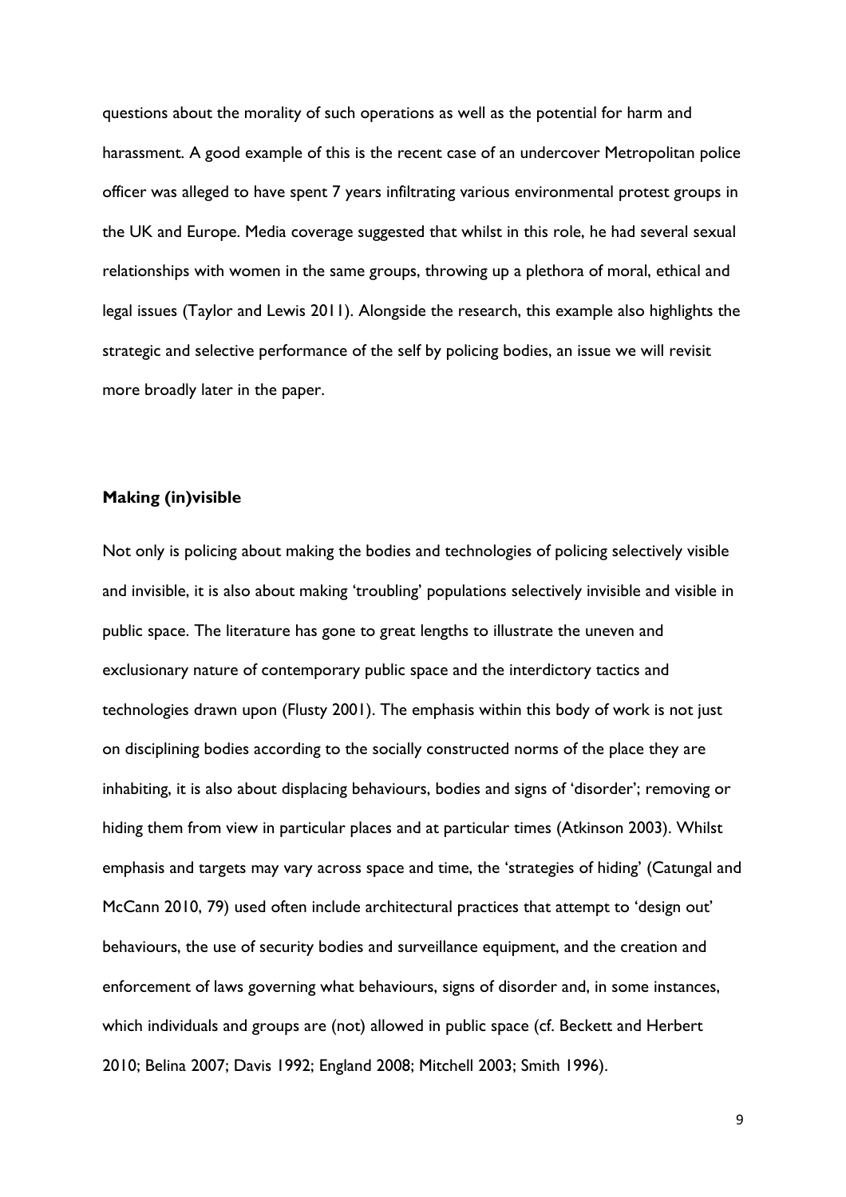questions about the morality of such operations as well as the potential for harm and harassment. A good example of this is the recent case of an undercover Metropolitan police officer was alleged to have spent 7 years infiltrating various environmental protest groups in the UK and Europe. Media coverage suggested that whilst in this role, he had several sexual relationships with women in the same groups, throwing up a plethora of moral, ethical and legal issues (Taylor and Lewis 2011). Alongside the research, this example also highlights the strategic and selective performance of the self by policing bodies, an issue we will revisit more broadly later in the paper.

## Making (in)visible

Not only is policing about making the bodies and technologies of policing selectively visible and invisible, it is also about making 'troubling' populations selectively invisible and visible in public space. The literature has gone to great lengths to illustrate the uneven and exclusionary nature of contemporary public space and the interdictory tactics and technologies drawn upon (Flusty 2001). The emphasis within this body of work is not just on disciplining bodies according to the socially constructed norms of the place they are inhabiting, it is also about displacing behaviours, bodies and signs of 'disorder'; removing or hiding them from view in particular places and at particular times (Atkinson 2003). Whilst emphasis and targets may vary across space and time, the 'strategies of hiding' (Catungal and McCann 2010, 79) used often include architectural practices that attempt to 'design out' behaviours, the use of security bodies and surveillance equipment, and the creation and enforcement of laws governing what behaviours, signs of disorder and, in some instances, which individuals and groups are (not) allowed in public space (cf. Beckett and Herbert 2010; Belina 2007; Davis 1992; England 2008; Mitchell 2003; Smith 1996).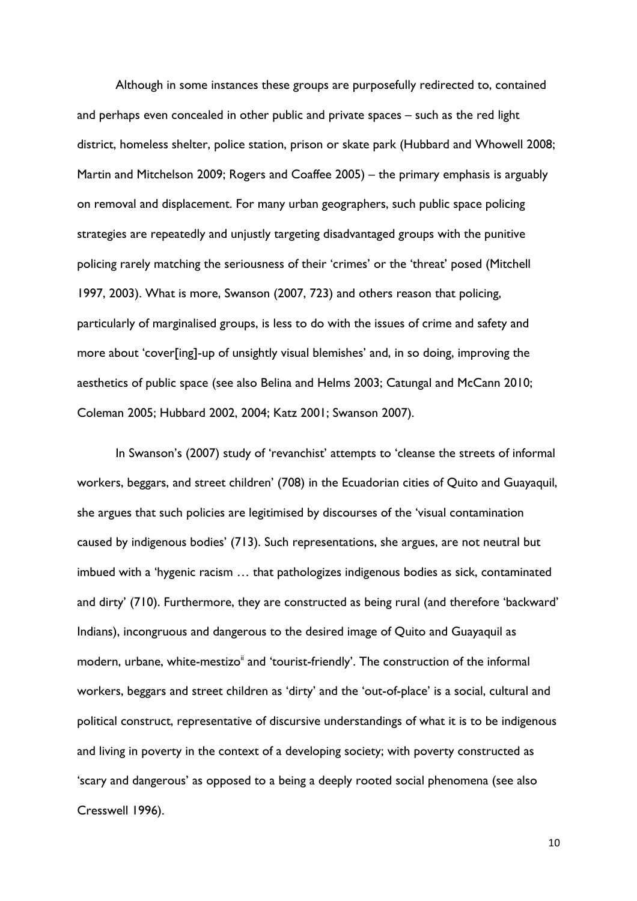Although in some instances these groups are purposefully redirected to, contained and perhaps even concealed in other public and private spaces – such as the red light district, homeless shelter, police station, prison or skate park (Hubbard and Whowell 2008; Martin and Mitchelson 2009; Rogers and Coaffee 2005) – the primary emphasis is arguably on removal and displacement. For many urban geographers, such public space policing strategies are repeatedly and unjustly targeting disadvantaged groups with the punitive policing rarely matching the seriousness of their 'crimes' or the 'threat' posed (Mitchell 1997, 2003). What is more, Swanson (2007, 723) and others reason that policing, particularly of marginalised groups, is less to do with the issues of crime and safety and more about 'cover[ing]-up of unsightly visual blemishes' and, in so doing, improving the aesthetics of public space (see also Belina and Helms 2003; Catungal and McCann 2010; Coleman 2005; Hubbard 2002, 2004; Katz 2001; Swanson 2007).

In Swanson's (2007) study of 'revanchist' attempts to 'cleanse the streets of informal workers, beggars, and street children' (708) in the Ecuadorian cities of Quito and Guayaquil, she argues that such policies are legitimised by discourses of the 'visual contamination caused by indigenous bodies' (713). Such representations, she argues, are not neutral but imbued with a 'hygenic racism … that pathologizes indigenous bodies as sick, contaminated and dirty' (710). Furthermore, they are constructed as being rural (and therefore 'backward' Indians), incongruous and dangerous to the desired image of Quito and Guayaquil as modern, urbane, white-mestizo[ii] and 'tourist-friendly'. The construction of the informal workers, beggars and street children as 'dirty' and the 'out-of-place' is a social, cultural and political construct, representative of discursive understandings of what it is to be indigenous and living in poverty in the context of a developing society; with poverty constructed as 'scary and dangerous' as opposed to a being a deeply rooted social phenomena (see also Cresswell 1996).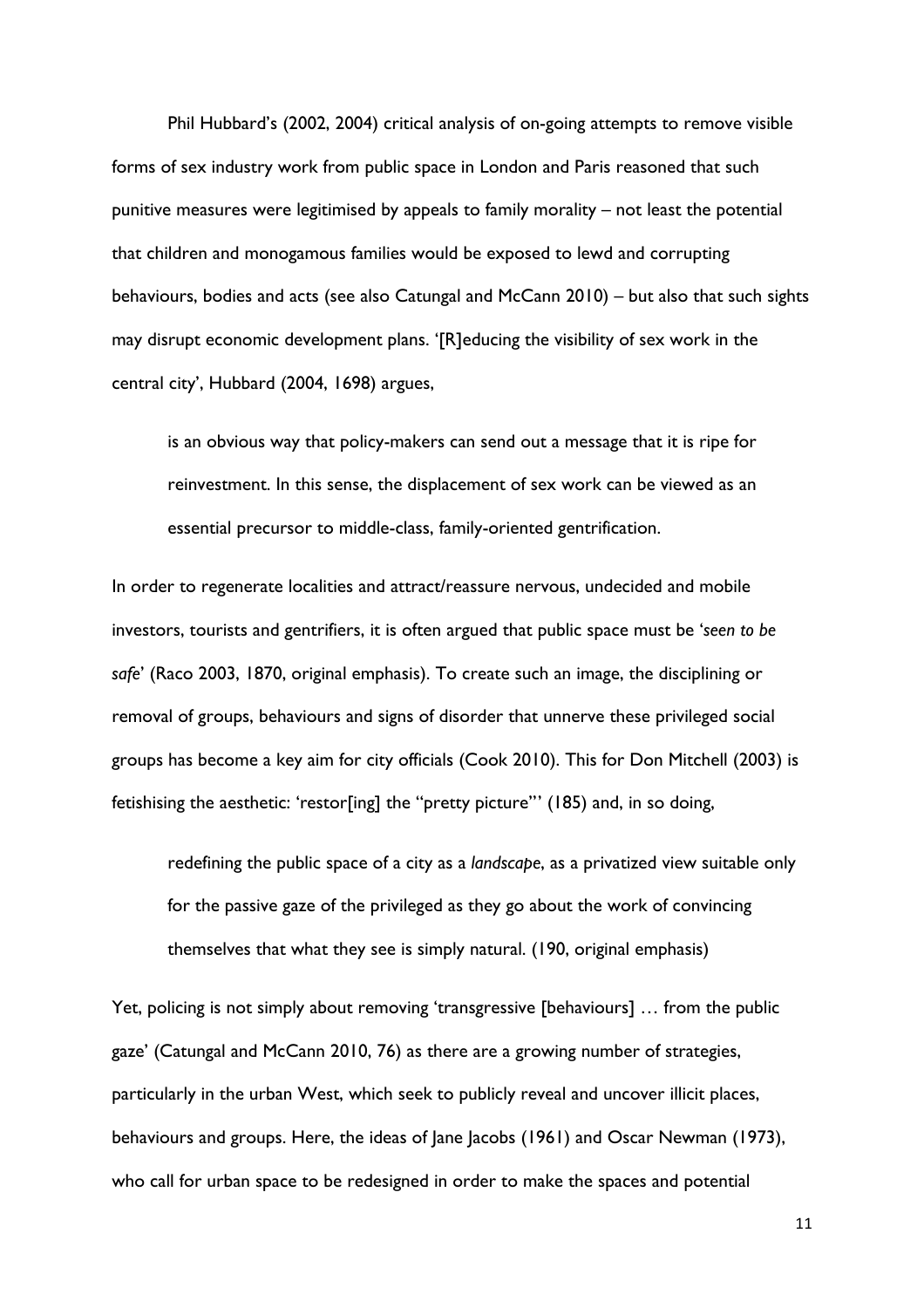Phil Hubbard's (2002, 2004) critical analysis of on-going attempts to remove visible forms of sex industry work from public space in London and Paris reasoned that such punitive measures were legitimised by appeals to family morality – not least the potential that children and monogamous families would be exposed to lewd and corrupting behaviours, bodies and acts (see also Catungal and McCann 2010) – but also that such sights may disrupt economic development plans. '[R]educing the visibility of sex work in the central city', Hubbard (2004, 1698) argues,

> is an obvious way that policy-makers can send out a message that it is ripe for reinvestment. In this sense, the displacement of sex work can be viewed as an essential precursor to middle-class, family-oriented gentrification.

In order to regenerate localities and attract/reassure nervous, undecided and mobile investors, tourists and gentrifiers, it is often argued that public space must be '*seen to be safe*' (Raco 2003, 1870, original emphasis). To create such an image, the disciplining or removal of groups, behaviours and signs of disorder that unnerve these privileged social groups has become a key aim for city officials (Cook 2010). This for Don Mitchell (2003) is fetishising the aesthetic: 'restor[ing] the "pretty picture"' (185) and, in so doing,

> redefining the public space of a city as a *landscape*, as a privatized view suitable only for the passive gaze of the privileged as they go about the work of convincing themselves that what they see is simply natural. (190, original emphasis)

Yet, policing is not simply about removing 'transgressive [behaviours] … from the public gaze' (Catungal and McCann 2010, 76) as there are a growing number of strategies, particularly in the urban West, which seek to publicly reveal and uncover illicit places, behaviours and groups. Here, the ideas of Jane Jacobs (1961) and Oscar Newman (1973), who call for urban space to be redesigned in order to make the spaces and potential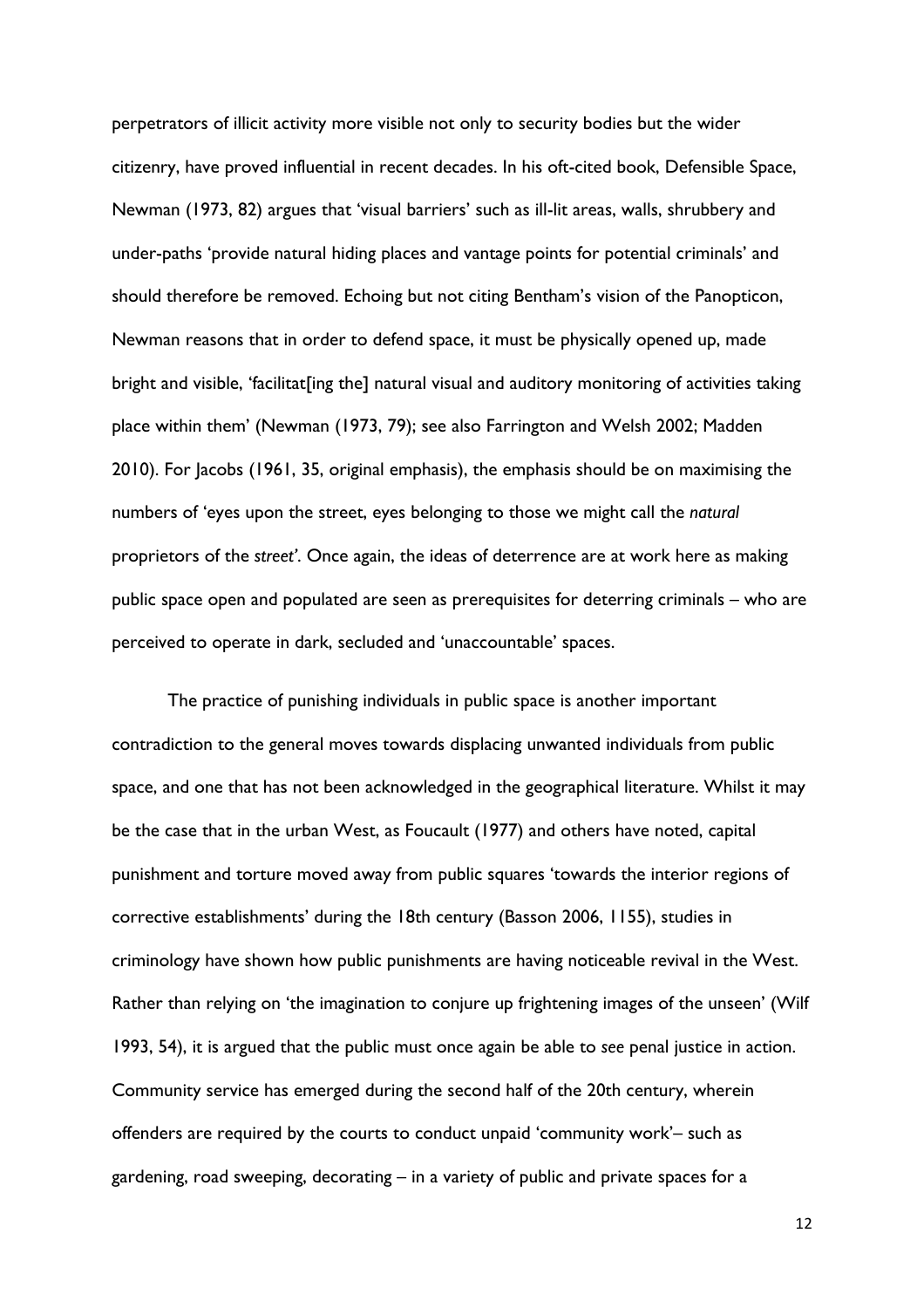perpetrators of illicit activity more visible not only to security bodies but the wider citizenry, have proved influential in recent decades. In his oft-cited book, Defensible Space, Newman (1973, 82) argues that 'visual barriers' such as ill-lit areas, walls, shrubbery and under-paths 'provide natural hiding places and vantage points for potential criminals' and should therefore be removed. Echoing but not citing Bentham's vision of the Panopticon, Newman reasons that in order to defend space, it must be physically opened up, made bright and visible, 'facilitat[ing the] natural visual and auditory monitoring of activities taking place within them' (Newman (1973, 79); see also Farrington and Welsh 2002; Madden 2010). For Jacobs (1961, 35, original emphasis), the emphasis should be on maximising the numbers of 'eyes upon the street, eyes belonging to those we might call the *natural* proprietors of the *street'*. Once again, the ideas of deterrence are at work here as making public space open and populated are seen as prerequisites for deterring criminals – who are perceived to operate in dark, secluded and 'unaccountable' spaces.

The practice of punishing individuals in public space is another important contradiction to the general moves towards displacing unwanted individuals from public space, and one that has not been acknowledged in the geographical literature. Whilst it may be the case that in the urban West, as Foucault (1977) and others have noted, capital punishment and torture moved away from public squares 'towards the interior regions of corrective establishments' during the 18th century (Basson 2006, 1155), studies in criminology have shown how public punishments are having noticeable revival in the West. Rather than relying on 'the imagination to conjure up frightening images of the unseen' (Wilf 1993, 54), it is argued that the public must once again be able to *see* penal justice in action. Community service has emerged during the second half of the 20th century, wherein offenders are required by the courts to conduct unpaid 'community work'– such as gardening, road sweeping, decorating – in a variety of public and private spaces for a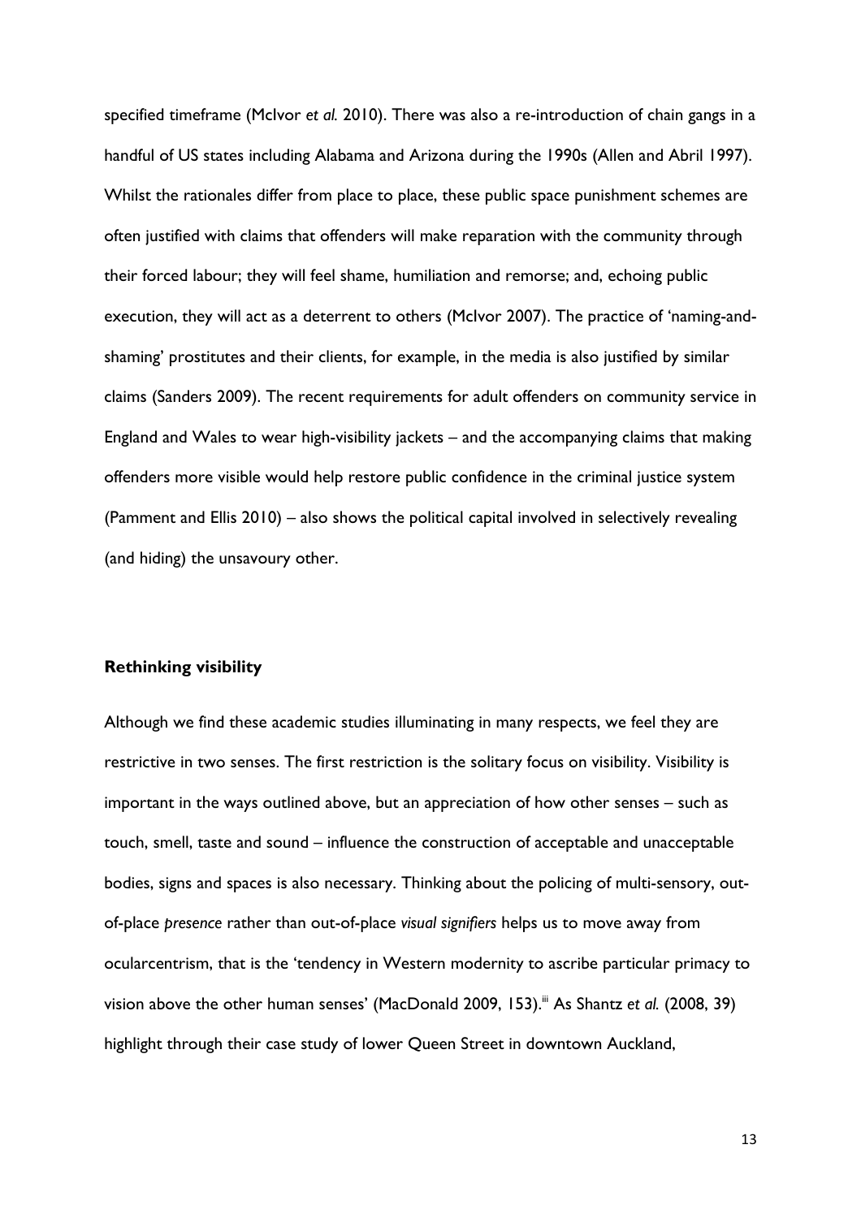specified timeframe (McIvor *et al.* 2010). There was also a re-introduction of chain gangs in a handful of US states including Alabama and Arizona during the 1990s (Allen and Abril 1997). Whilst the rationales differ from place to place, these public space punishment schemes are often justified with claims that offenders will make reparation with the community through their forced labour; they will feel shame, humiliation and remorse; and, echoing public execution, they will act as a deterrent to others (McIvor 2007). The practice of 'naming-and-shaming' prostitutes and their clients, for example, in the media is also justified by similar claims (Sanders 2009). The recent requirements for adult offenders on community service in England and Wales to wear high-visibility jackets – and the accompanying claims that making offenders more visible would help restore public confidence in the criminal justice system (Pamment and Ellis 2010) – also shows the political capital involved in selectively revealing (and hiding) the unsavoury other.

**Rethinking visibility**

Although we find these academic studies illuminating in many respects, we feel they are restrictive in two senses. The first restriction is the solitary focus on visibility. Visibility is important in the ways outlined above, but an appreciation of how other senses – such as touch, smell, taste and sound – influence the construction of acceptable and unacceptable bodies, signs and spaces is also necessary. Thinking about the policing of multi-sensory, out-of-place *presence* rather than out-of-place *visual signifiers* helps us to move away from ocularcentrism, that is the 'tendency in Western modernity to ascribe particular primacy to vision above the other human senses' (MacDonald 2009, 153).[iii] As Shantz *et al.* (2008, 39) highlight through their case study of lower Queen Street in downtown Auckland,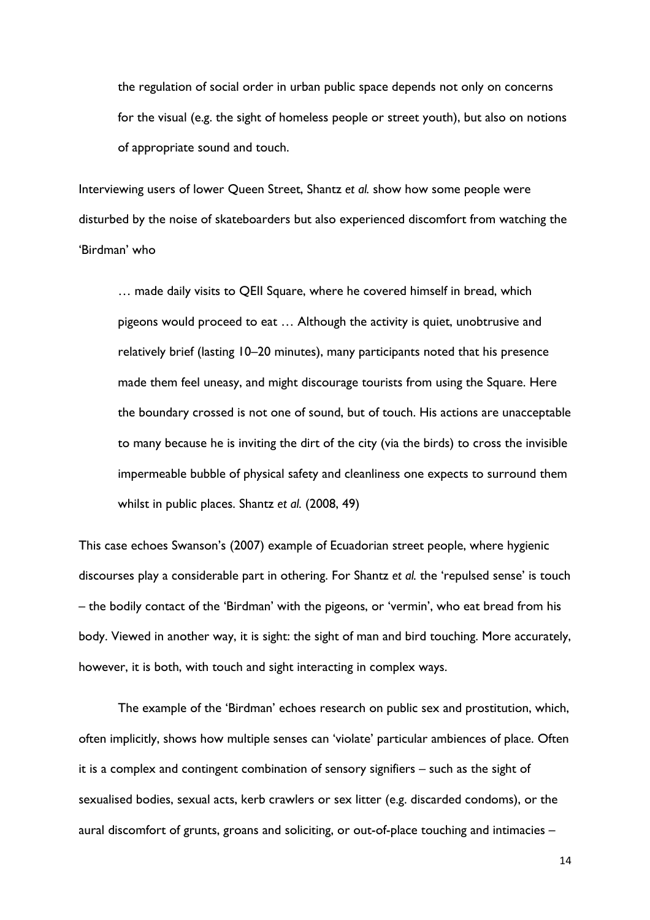> the regulation of social order in urban public space depends not only on concerns for the visual (e.g. the sight of homeless people or street youth), but also on notions of appropriate sound and touch.

Interviewing users of lower Queen Street, Shantz *et al.* show how some people were disturbed by the noise of skateboarders but also experienced discomfort from watching the 'Birdman' who

> … made daily visits to QEII Square, where he covered himself in bread, which pigeons would proceed to eat … Although the activity is quiet, unobtrusive and relatively brief (lasting 10–20 minutes), many participants noted that his presence made them feel uneasy, and might discourage tourists from using the Square. Here the boundary crossed is not one of sound, but of touch. His actions are unacceptable to many because he is inviting the dirt of the city (via the birds) to cross the invisible impermeable bubble of physical safety and cleanliness one expects to surround them whilst in public places. Shantz *et al.* (2008, 49)

This case echoes Swanson's (2007) example of Ecuadorian street people, where hygienic discourses play a considerable part in othering. For Shantz *et al.* the 'repulsed sense' is touch – the bodily contact of the 'Birdman' with the pigeons, or 'vermin', who eat bread from his body. Viewed in another way, it is sight: the sight of man and bird touching. More accurately, however, it is both, with touch and sight interacting in complex ways.

The example of the 'Birdman' echoes research on public sex and prostitution, which, often implicitly, shows how multiple senses can 'violate' particular ambiences of place. Often it is a complex and contingent combination of sensory signifiers – such as the sight of sexualised bodies, sexual acts, kerb crawlers or sex litter (e.g. discarded condoms), or the aural discomfort of grunts, groans and soliciting, or out-of-place touching and intimacies –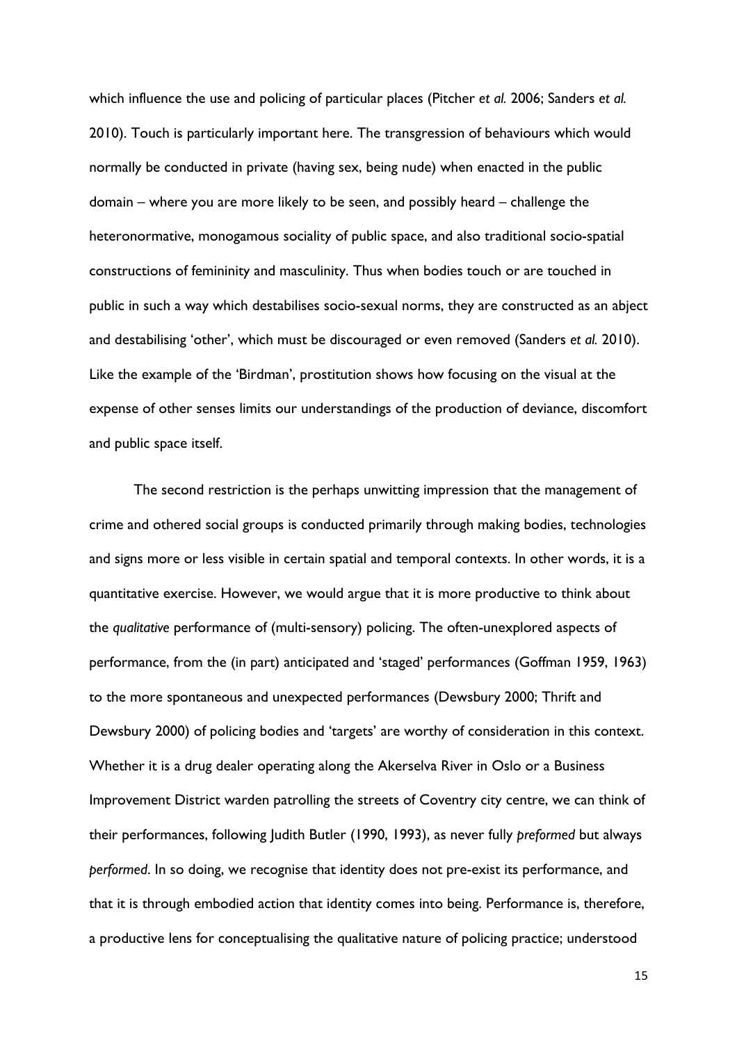which influence the use and policing of particular places (Pitcher *et al.* 2006; Sanders *et al.* 2010). Touch is particularly important here. The transgression of behaviours which would normally be conducted in private (having sex, being nude) when enacted in the public domain – where you are more likely to be seen, and possibly heard – challenge the heteronormative, monogamous sociality of public space, and also traditional socio-spatial constructions of femininity and masculinity. Thus when bodies touch or are touched in public in such a way which destabilises socio-sexual norms, they are constructed as an abject and destabilising 'other', which must be discouraged or even removed (Sanders *et al.* 2010). Like the example of the 'Birdman', prostitution shows how focusing on the visual at the expense of other senses limits our understandings of the production of deviance, discomfort and public space itself.

The second restriction is the perhaps unwitting impression that the management of crime and othered social groups is conducted primarily through making bodies, technologies and signs more or less visible in certain spatial and temporal contexts. In other words, it is a quantitative exercise. However, we would argue that it is more productive to think about the *qualitative* performance of (multi-sensory) policing. The often-unexplored aspects of performance, from the (in part) anticipated and 'staged' performances (Goffman 1959, 1963) to the more spontaneous and unexpected performances (Dewsbury 2000; Thrift and Dewsbury 2000) of policing bodies and 'targets' are worthy of consideration in this context. Whether it is a drug dealer operating along the Akerselva River in Oslo or a Business Improvement District warden patrolling the streets of Coventry city centre, we can think of their performances, following Judith Butler (1990, 1993), as never fully *preformed* but always *performed*. In so doing, we recognise that identity does not pre-exist its performance, and that it is through embodied action that identity comes into being. Performance is, therefore, a productive lens for conceptualising the qualitative nature of policing practice; understood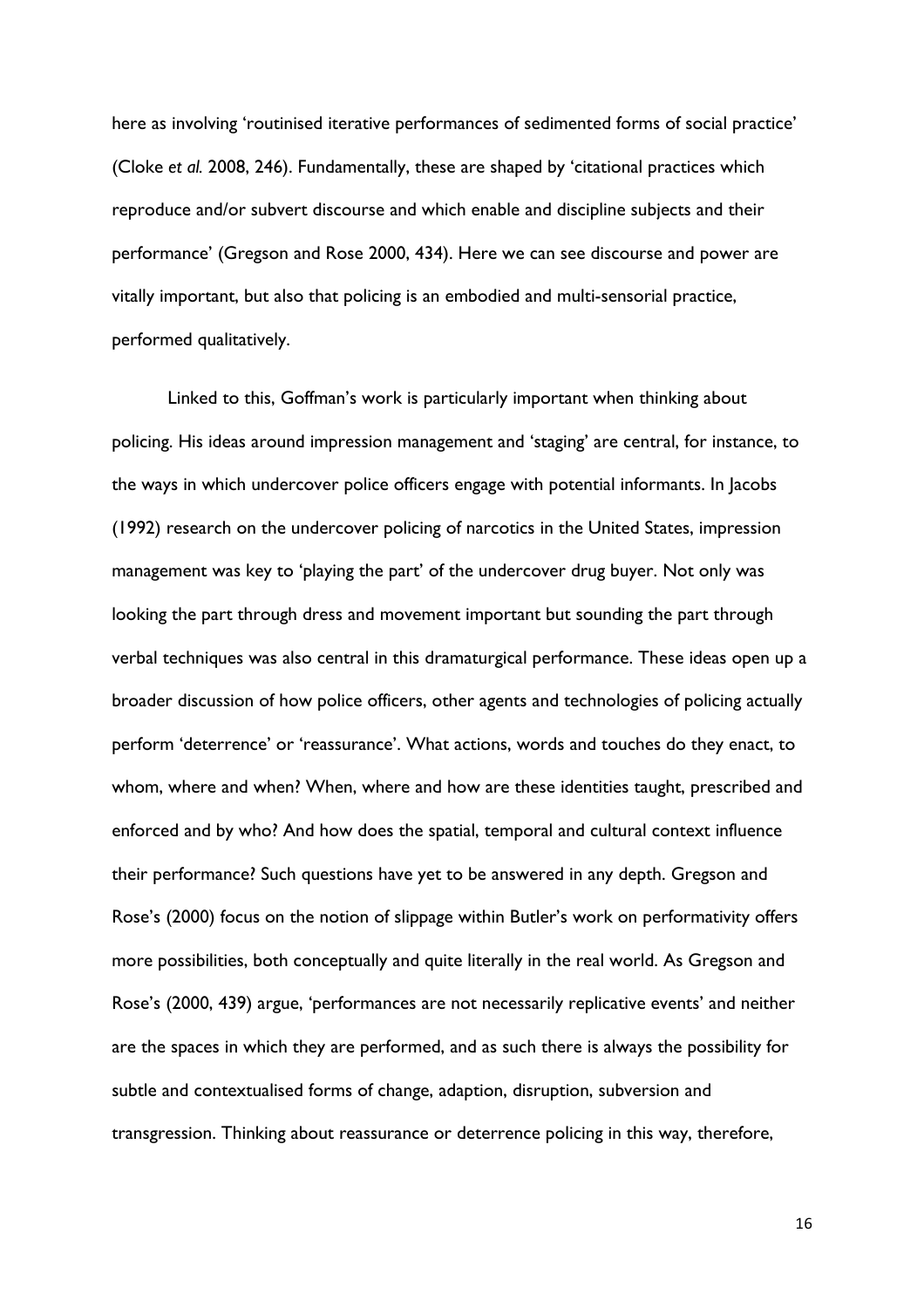here as involving 'routinised iterative performances of sedimented forms of social practice' (Cloke *et al.* 2008, 246). Fundamentally, these are shaped by 'citational practices which reproduce and/or subvert discourse and which enable and discipline subjects and their performance' (Gregson and Rose 2000, 434). Here we can see discourse and power are vitally important, but also that policing is an embodied and multi-sensorial practice, performed qualitatively.

Linked to this, Goffman's work is particularly important when thinking about policing. His ideas around impression management and 'staging' are central, for instance, to the ways in which undercover police officers engage with potential informants. In Jacobs (1992) research on the undercover policing of narcotics in the United States, impression management was key to 'playing the part' of the undercover drug buyer. Not only was looking the part through dress and movement important but sounding the part through verbal techniques was also central in this dramaturgical performance. These ideas open up a broader discussion of how police officers, other agents and technologies of policing actually perform 'deterrence' or 'reassurance'. What actions, words and touches do they enact, to whom, where and when? When, where and how are these identities taught, prescribed and enforced and by who? And how does the spatial, temporal and cultural context influence their performance? Such questions have yet to be answered in any depth. Gregson and Rose's (2000) focus on the notion of slippage within Butler's work on performativity offers more possibilities, both conceptually and quite literally in the real world. As Gregson and Rose's (2000, 439) argue, 'performances are not necessarily replicative events' and neither are the spaces in which they are performed, and as such there is always the possibility for subtle and contextualised forms of change, adaption, disruption, subversion and transgression. Thinking about reassurance or deterrence policing in this way, therefore,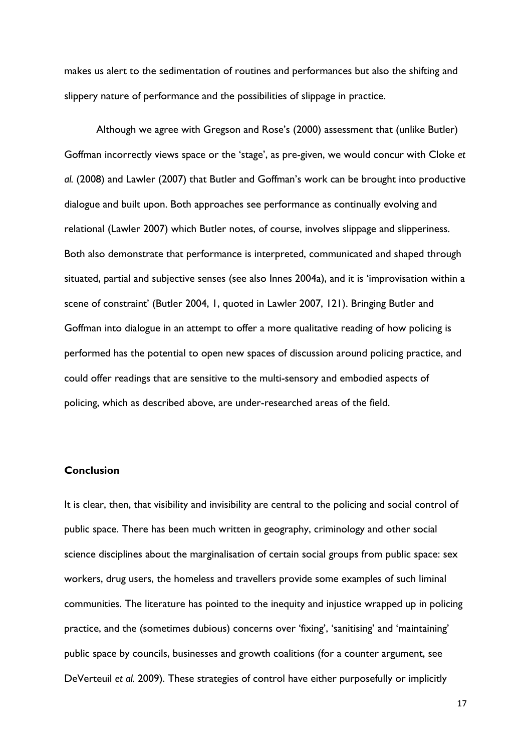makes us alert to the sedimentation of routines and performances but also the shifting and slippery nature of performance and the possibilities of slippage in practice.

Although we agree with Gregson and Rose's (2000) assessment that (unlike Butler) Goffman incorrectly views space or the 'stage', as pre-given, we would concur with Cloke *et al.* (2008) and Lawler (2007) that Butler and Goffman's work can be brought into productive dialogue and built upon. Both approaches see performance as continually evolving and relational (Lawler 2007) which Butler notes, of course, involves slippage and slipperiness. Both also demonstrate that performance is interpreted, communicated and shaped through situated, partial and subjective senses (see also Innes 2004a), and it is 'improvisation within a scene of constraint' (Butler 2004, 1, quoted in Lawler 2007, 121). Bringing Butler and Goffman into dialogue in an attempt to offer a more qualitative reading of how policing is performed has the potential to open new spaces of discussion around policing practice, and could offer readings that are sensitive to the multi-sensory and embodied aspects of policing, which as described above, are under-researched areas of the field.

## Conclusion

It is clear, then, that visibility and invisibility are central to the policing and social control of public space. There has been much written in geography, criminology and other social science disciplines about the marginalisation of certain social groups from public space: sex workers, drug users, the homeless and travellers provide some examples of such liminal communities. The literature has pointed to the inequity and injustice wrapped up in policing practice, and the (sometimes dubious) concerns over 'fixing', 'sanitising' and 'maintaining' public space by councils, businesses and growth coalitions (for a counter argument, see DeVerteuil *et al.* 2009). These strategies of control have either purposefully or implicitly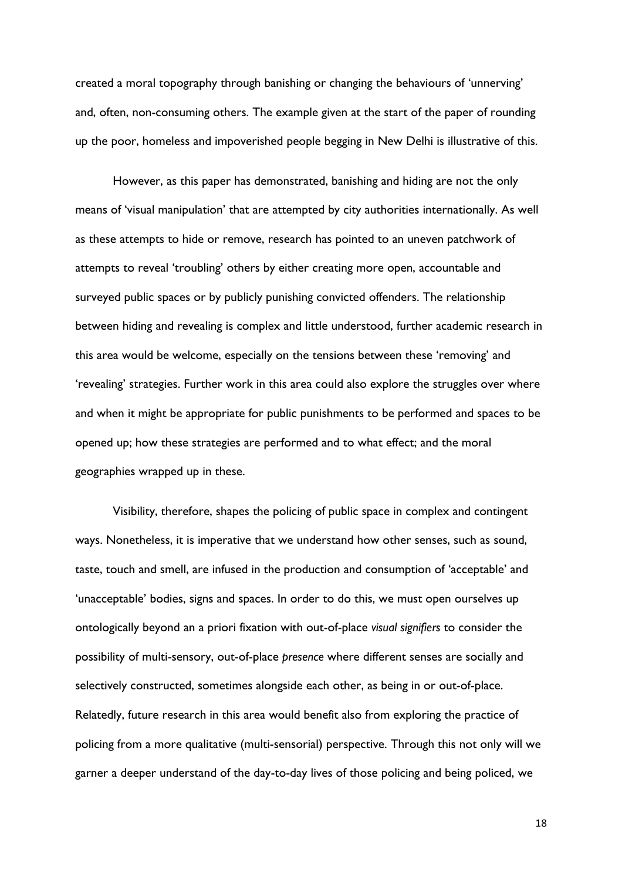created a moral topography through banishing or changing the behaviours of 'unnerving' and, often, non-consuming others. The example given at the start of the paper of rounding up the poor, homeless and impoverished people begging in New Delhi is illustrative of this.

However, as this paper has demonstrated, banishing and hiding are not the only means of 'visual manipulation' that are attempted by city authorities internationally. As well as these attempts to hide or remove, research has pointed to an uneven patchwork of attempts to reveal 'troubling' others by either creating more open, accountable and surveyed public spaces or by publicly punishing convicted offenders. The relationship between hiding and revealing is complex and little understood, further academic research in this area would be welcome, especially on the tensions between these 'removing' and 'revealing' strategies. Further work in this area could also explore the struggles over where and when it might be appropriate for public punishments to be performed and spaces to be opened up; how these strategies are performed and to what effect; and the moral geographies wrapped up in these.

Visibility, therefore, shapes the policing of public space in complex and contingent ways. Nonetheless, it is imperative that we understand how other senses, such as sound, taste, touch and smell, are infused in the production and consumption of 'acceptable' and 'unacceptable' bodies, signs and spaces. In order to do this, we must open ourselves up ontologically beyond an a priori fixation with out-of-place *visual signifiers* to consider the possibility of multi-sensory, out-of-place *presence* where different senses are socially and selectively constructed, sometimes alongside each other, as being in or out-of-place. Relatedly, future research in this area would benefit also from exploring the practice of policing from a more qualitative (multi-sensorial) perspective. Through this not only will we garner a deeper understand of the day-to-day lives of those policing and being policed, we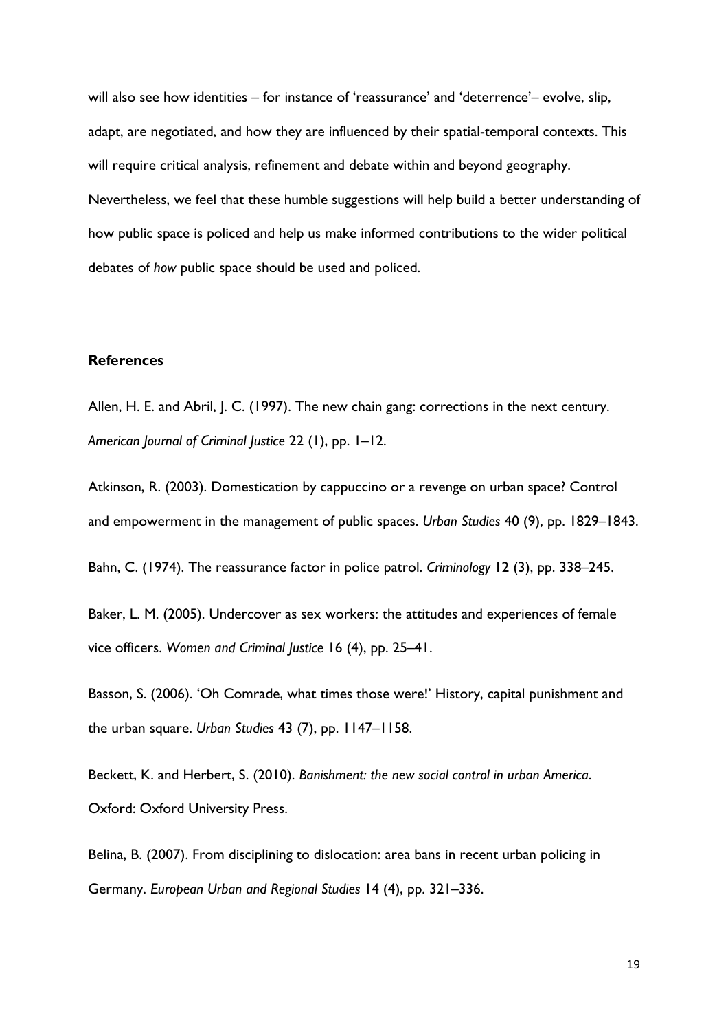will also see how identities – for instance of 'reassurance' and 'deterrence'– evolve, slip, adapt, are negotiated, and how they are influenced by their spatial-temporal contexts. This will require critical analysis, refinement and debate within and beyond geography. Nevertheless, we feel that these humble suggestions will help build a better understanding of how public space is policed and help us make informed contributions to the wider political debates of *how* public space should be used and policed.

**References**

Allen, H. E. and Abril, J. C. (1997). The new chain gang: corrections in the next century. *American Journal of Criminal Justice* 22 (1), pp. 1–12.

Atkinson, R. (2003). Domestication by cappuccino or a revenge on urban space? Control and empowerment in the management of public spaces. *Urban Studies* 40 (9), pp. 1829–1843.

Bahn, C. (1974). The reassurance factor in police patrol. *Criminology* 12 (3), pp. 338–245.

Baker, L. M. (2005). Undercover as sex workers: the attitudes and experiences of female vice officers. *Women and Criminal Justice* 16 (4), pp. 25–41.

Basson, S. (2006). 'Oh Comrade, what times those were!' History, capital punishment and the urban square. *Urban Studies* 43 (7), pp. 1147–1158.

Beckett, K. and Herbert, S. (2010). *Banishment: the new social control in urban America*. Oxford: Oxford University Press.

Belina, B. (2007). From disciplining to dislocation: area bans in recent urban policing in Germany. *European Urban and Regional Studies* 14 (4), pp. 321–336.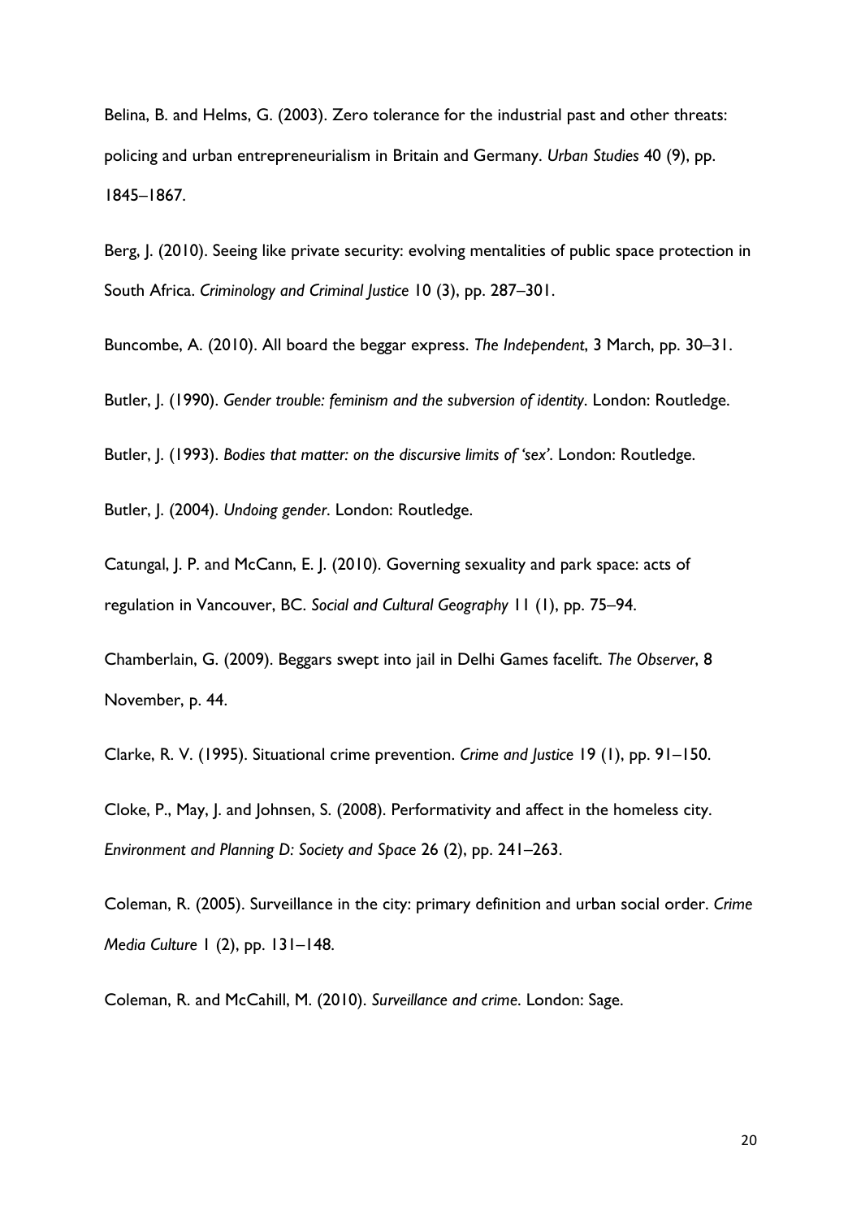Belina, B. and Helms, G. (2003). Zero tolerance for the industrial past and other threats: policing and urban entrepreneurialism in Britain and Germany. *Urban Studies* 40 (9), pp. 1845–1867.

Berg, J. (2010). Seeing like private security: evolving mentalities of public space protection in South Africa. *Criminology and Criminal Justice* 10 (3), pp. 287–301.

Buncombe, A. (2010). All board the beggar express. *The Independent*, 3 March, pp. 30–31.

Butler, J. (1990). *Gender trouble: feminism and the subversion of identity*. London: Routledge.

Butler, J. (1993). *Bodies that matter: on the discursive limits of 'sex'*. London: Routledge.

Butler, J. (2004). *Undoing gender*. London: Routledge.

Catungal, J. P. and McCann, E. J. (2010). Governing sexuality and park space: acts of regulation in Vancouver, BC. *Social and Cultural Geography* 11 (1), pp. 75–94.

Chamberlain, G. (2009). Beggars swept into jail in Delhi Games facelift. *The Observer*, 8 November, p. 44.

Clarke, R. V. (1995). Situational crime prevention. *Crime and Justice* 19 (1), pp. 91–150.

Cloke, P., May, J. and Johnsen, S. (2008). Performativity and affect in the homeless city. *Environment and Planning D: Society and Space* 26 (2), pp. 241–263.

Coleman, R. (2005). Surveillance in the city: primary definition and urban social order. *Crime Media Culture* 1 (2), pp. 131–148.

Coleman, R. and McCahill, M. (2010). *Surveillance and crime*. London: Sage.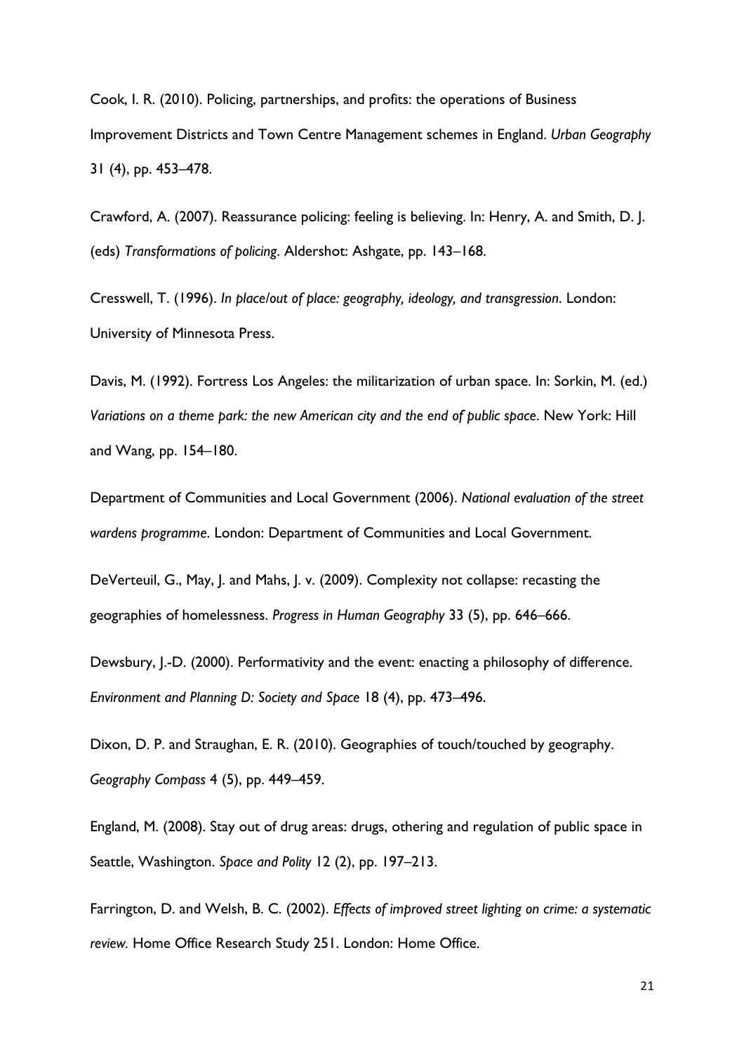Cook, I. R. (2010). Policing, partnerships, and profits: the operations of Business Improvement Districts and Town Centre Management schemes in England. *Urban Geography* 31 (4), pp. 453–478.

Crawford, A. (2007). Reassurance policing: feeling is believing. In: Henry, A. and Smith, D. J. (eds) *Transformations of policing*. Aldershot: Ashgate, pp. 143–168.

Cresswell, T. (1996). *In place/out of place: geography, ideology, and transgression*. London: University of Minnesota Press.

Davis, M. (1992). Fortress Los Angeles: the militarization of urban space. In: Sorkin, M. (ed.) *Variations on a theme park: the new American city and the end of public space*. New York: Hill and Wang, pp. 154–180.

Department of Communities and Local Government (2006). *National evaluation of the street wardens programme*. London: Department of Communities and Local Government.

DeVerteuil, G., May, J. and Mahs, J. v. (2009). Complexity not collapse: recasting the geographies of homelessness. *Progress in Human Geography* 33 (5), pp. 646–666.

Dewsbury, J.-D. (2000). Performativity and the event: enacting a philosophy of difference. *Environment and Planning D: Society and Space* 18 (4), pp. 473–496.

Dixon, D. P. and Straughan, E. R. (2010). Geographies of touch/touched by geography. *Geography Compass* 4 (5), pp. 449–459.

England, M. (2008). Stay out of drug areas: drugs, othering and regulation of public space in Seattle, Washington. *Space and Polity* 12 (2), pp. 197–213.

Farrington, D. and Welsh, B. C. (2002). *Effects of improved street lighting on crime: a systematic review.* Home Office Research Study 251. London: Home Office.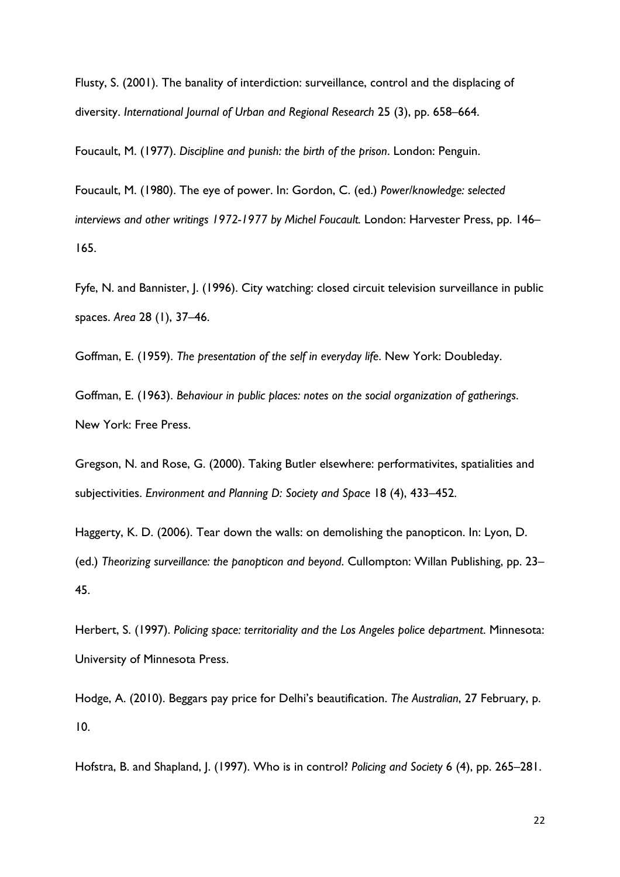Flusty, S. (2001). The banality of interdiction: surveillance, control and the displacing of diversity. *International Journal of Urban and Regional Research* 25 (3), pp. 658–664.

Foucault, M. (1977). *Discipline and punish: the birth of the prison*. London: Penguin.

Foucault, M. (1980). The eye of power. In: Gordon, C. (ed.) *Power/knowledge: selected interviews and other writings 1972-1977 by Michel Foucault.* London: Harvester Press, pp. 146–165.

Fyfe, N. and Bannister, J. (1996). City watching: closed circuit television surveillance in public spaces. *Area* 28 (1), 37–46.

Goffman, E. (1959). *The presentation of the self in everyday life*. New York: Doubleday.

Goffman, E. (1963). *Behaviour in public places: notes on the social organization of gatherings*. New York: Free Press.

Gregson, N. and Rose, G. (2000). Taking Butler elsewhere: performativites, spatialities and subjectivities. *Environment and Planning D: Society and Space* 18 (4), 433–452.

Haggerty, K. D. (2006). Tear down the walls: on demolishing the panopticon. In: Lyon, D. (ed.) *Theorizing surveillance: the panopticon and beyond*. Cullompton: Willan Publishing, pp. 23–45.

Herbert, S. (1997). *Policing space: territoriality and the Los Angeles police department*. Minnesota: University of Minnesota Press.

Hodge, A. (2010). Beggars pay price for Delhi's beautification. *The Australian*, 27 February, p. 10.

Hofstra, B. and Shapland, J. (1997). Who is in control? *Policing and Society* 6 (4), pp. 265–281.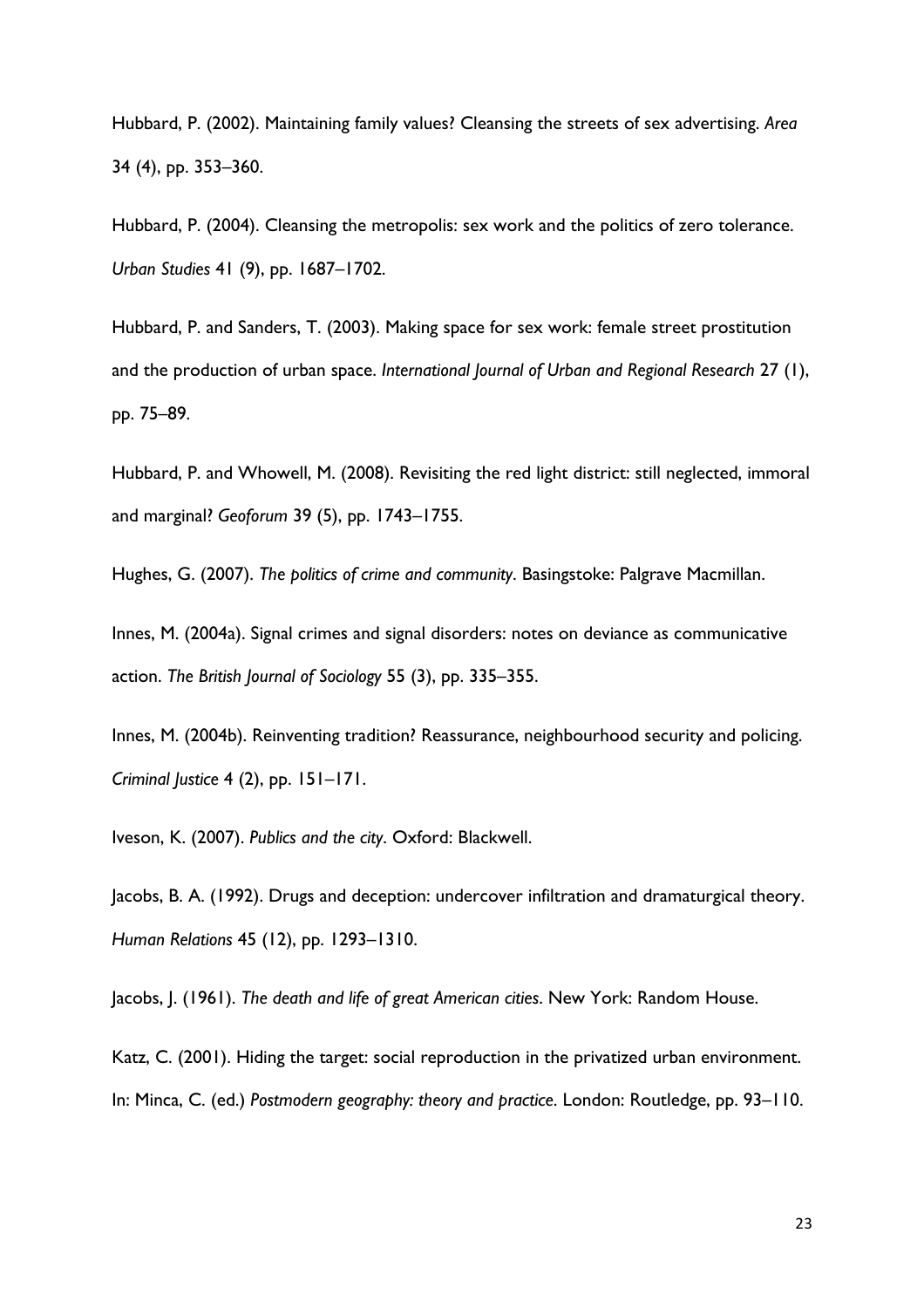Hubbard, P. (2002). Maintaining family values? Cleansing the streets of sex advertising. *Area* 34 (4), pp. 353–360.

Hubbard, P. (2004). Cleansing the metropolis: sex work and the politics of zero tolerance. *Urban Studies* 41 (9), pp. 1687–1702.

Hubbard, P. and Sanders, T. (2003). Making space for sex work: female street prostitution and the production of urban space. *International Journal of Urban and Regional Research* 27 (1), pp. 75–89.

Hubbard, P. and Whowell, M. (2008). Revisiting the red light district: still neglected, immoral and marginal? *Geoforum* 39 (5), pp. 1743–1755.

Hughes, G. (2007). *The politics of crime and community*. Basingstoke: Palgrave Macmillan.

Innes, M. (2004a). Signal crimes and signal disorders: notes on deviance as communicative action. *The British Journal of Sociology* 55 (3), pp. 335–355.

Innes, M. (2004b). Reinventing tradition? Reassurance, neighbourhood security and policing. *Criminal Justice* 4 (2), pp. 151–171.

Iveson, K. (2007). *Publics and the city*. Oxford: Blackwell.

Jacobs, B. A. (1992). Drugs and deception: undercover infiltration and dramaturgical theory. *Human Relations* 45 (12), pp. 1293–1310.

Jacobs, J. (1961). *The death and life of great American cities*. New York: Random House.

Katz, C. (2001). Hiding the target: social reproduction in the privatized urban environment. In: Minca, C. (ed.) *Postmodern geography: theory and practice*. London: Routledge, pp. 93–110.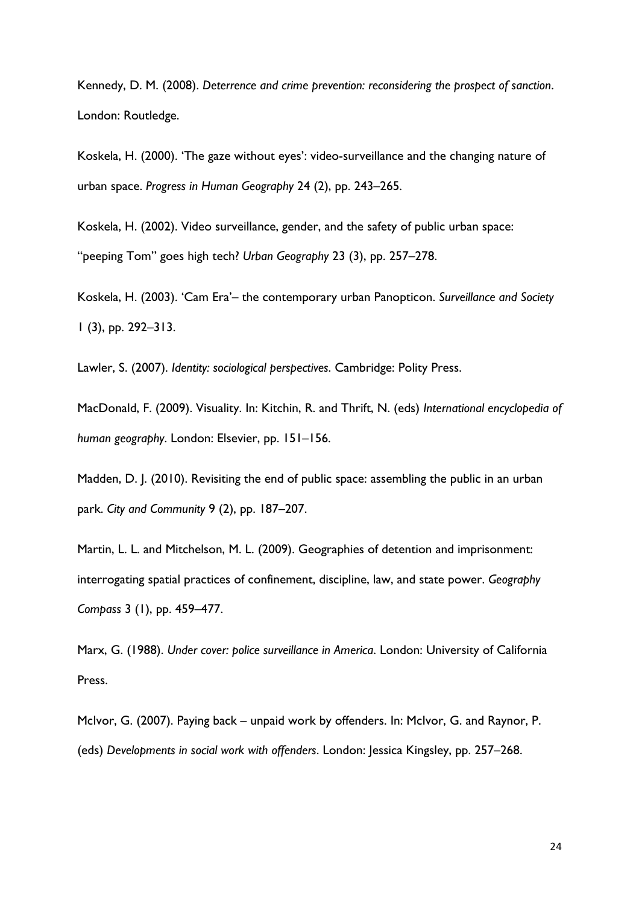Kennedy, D. M. (2008). *Deterrence and crime prevention: reconsidering the prospect of sanction*. London: Routledge.

Koskela, H. (2000). 'The gaze without eyes': video-surveillance and the changing nature of urban space. *Progress in Human Geography* 24 (2), pp. 243–265.

Koskela, H. (2002). Video surveillance, gender, and the safety of public urban space: "peeping Tom" goes high tech? *Urban Geography* 23 (3), pp. 257–278.

Koskela, H. (2003). 'Cam Era'– the contemporary urban Panopticon. *Surveillance and Society* 1 (3), pp. 292–313.

Lawler, S. (2007). *Identity: sociological perspectives*. Cambridge: Polity Press.

MacDonald, F. (2009). Visuality. In: Kitchin, R. and Thrift, N. (eds) *International encyclopedia of human geography*. London: Elsevier, pp. 151–156.

Madden, D. J. (2010). Revisiting the end of public space: assembling the public in an urban park. *City and Community* 9 (2), pp. 187–207.

Martin, L. L. and Mitchelson, M. L. (2009). Geographies of detention and imprisonment: interrogating spatial practices of confinement, discipline, law, and state power. *Geography Compass* 3 (1), pp. 459–477.

Marx, G. (1988). *Under cover: police surveillance in America*. London: University of California Press.

McIvor, G. (2007). Paying back – unpaid work by offenders. In: McIvor, G. and Raynor, P. (eds) *Developments in social work with offenders*. London: Jessica Kingsley, pp. 257–268.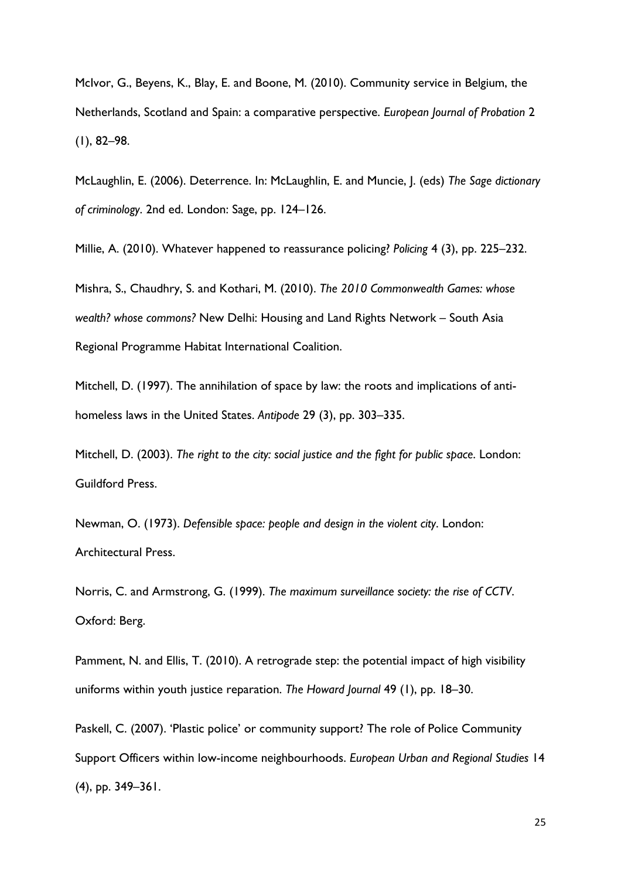McIvor, G., Beyens, K., Blay, E. and Boone, M. (2010). Community service in Belgium, the Netherlands, Scotland and Spain: a comparative perspective. *European Journal of Probation* 2 (1), 82–98.

McLaughlin, E. (2006). Deterrence. In: McLaughlin, E. and Muncie, J. (eds) *The Sage dictionary of criminology*. 2nd ed. London: Sage, pp. 124–126.

Millie, A. (2010). Whatever happened to reassurance policing? *Policing* 4 (3), pp. 225–232.

Mishra, S., Chaudhry, S. and Kothari, M. (2010). *The 2010 Commonwealth Games: whose wealth? whose commons?* New Delhi: Housing and Land Rights Network – South Asia Regional Programme Habitat International Coalition.

Mitchell, D. (1997). The annihilation of space by law: the roots and implications of anti-homeless laws in the United States. *Antipode* 29 (3), pp. 303–335.

Mitchell, D. (2003). *The right to the city: social justice and the fight for public space*. London: Guildford Press.

Newman, O. (1973). *Defensible space: people and design in the violent city*. London: Architectural Press.

Norris, C. and Armstrong, G. (1999). *The maximum surveillance society: the rise of CCTV*. Oxford: Berg.

Pamment, N. and Ellis, T. (2010). A retrograde step: the potential impact of high visibility uniforms within youth justice reparation. *The Howard Journal* 49 (1), pp. 18–30.

Paskell, C. (2007). 'Plastic police' or community support? The role of Police Community Support Officers within low-income neighbourhoods. *European Urban and Regional Studies* 14 (4), pp. 349–361.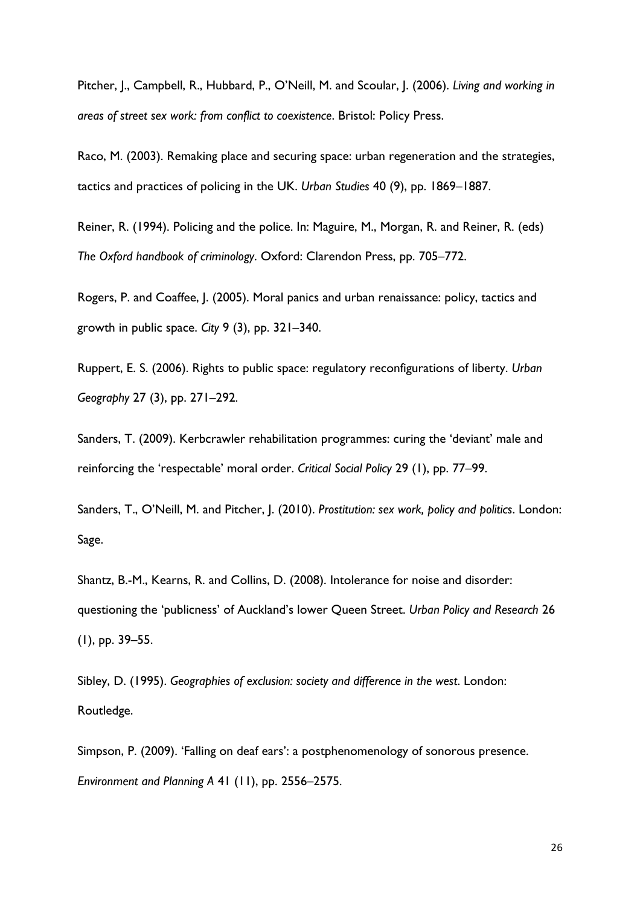Pitcher, J., Campbell, R., Hubbard, P., O'Neill, M. and Scoular, J. (2006). *Living and working in areas of street sex work: from conflict to coexistence*. Bristol: Policy Press.

Raco, M. (2003). Remaking place and securing space: urban regeneration and the strategies, tactics and practices of policing in the UK. *Urban Studies* 40 (9), pp. 1869–1887.

Reiner, R. (1994). Policing and the police. In: Maguire, M., Morgan, R. and Reiner, R. (eds) *The Oxford handbook of criminology*. Oxford: Clarendon Press, pp. 705–772.

Rogers, P. and Coaffee, J. (2005). Moral panics and urban renaissance: policy, tactics and growth in public space. *City* 9 (3), pp. 321–340.

Ruppert, E. S. (2006). Rights to public space: regulatory reconfigurations of liberty. *Urban Geography* 27 (3), pp. 271–292.

Sanders, T. (2009). Kerbcrawler rehabilitation programmes: curing the 'deviant' male and reinforcing the 'respectable' moral order. *Critical Social Policy* 29 (1), pp. 77–99.

Sanders, T., O'Neill, M. and Pitcher, J. (2010). *Prostitution: sex work, policy and politics*. London: Sage.

Shantz, B.-M., Kearns, R. and Collins, D. (2008). Intolerance for noise and disorder: questioning the 'publicness' of Auckland's lower Queen Street. *Urban Policy and Research* 26 (1), pp. 39–55.

Sibley, D. (1995). *Geographies of exclusion: society and difference in the west*. London: Routledge.

Simpson, P. (2009). 'Falling on deaf ears': a postphenomenology of sonorous presence. *Environment and Planning A* 41 (11), pp. 2556–2575.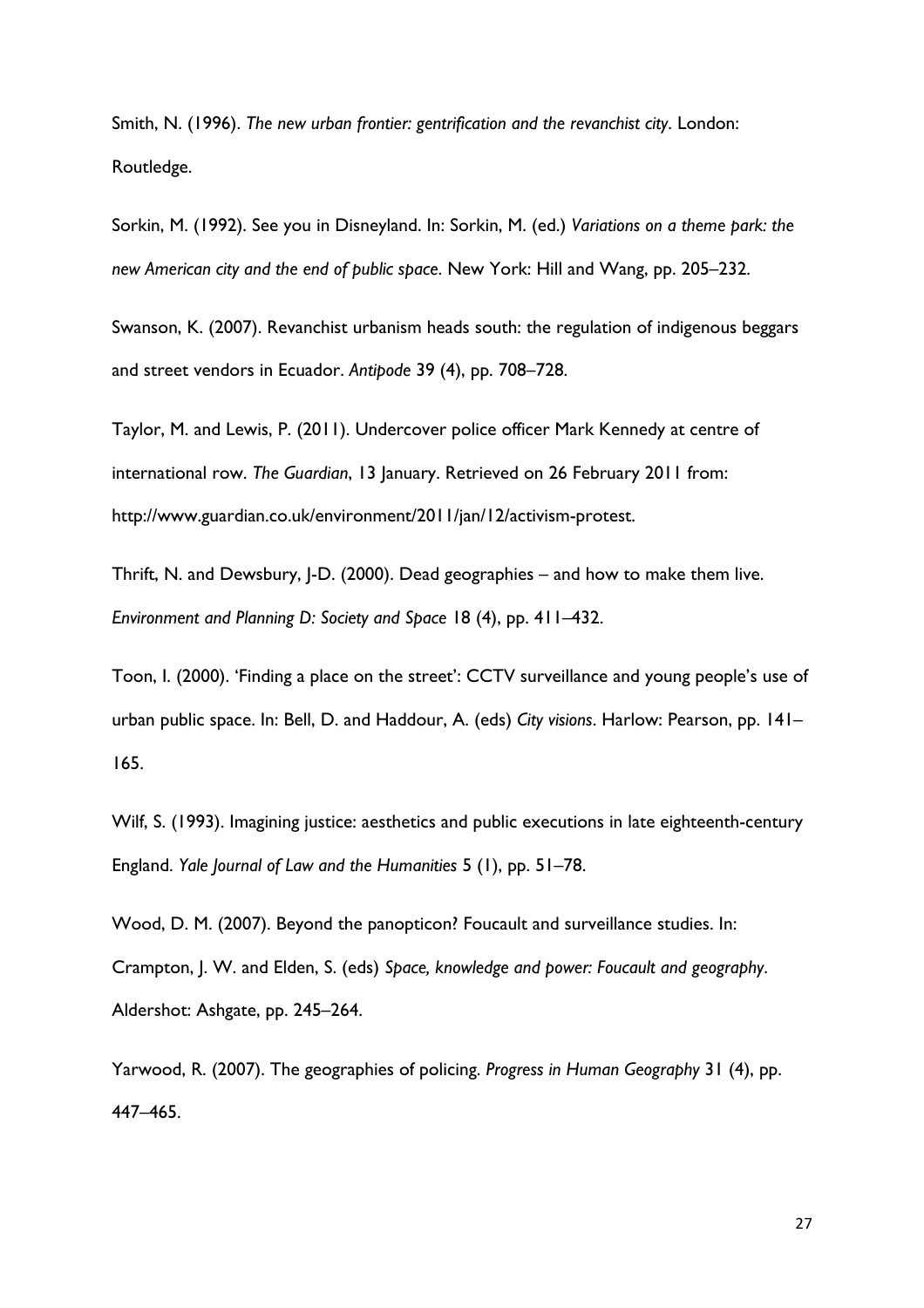Smith, N. (1996). *The new urban frontier: gentrification and the revanchist city*. London: Routledge.

Sorkin, M. (1992). See you in Disneyland. In: Sorkin, M. (ed.) *Variations on a theme park: the new American city and the end of public space*. New York: Hill and Wang, pp. 205–232.

Swanson, K. (2007). Revanchist urbanism heads south: the regulation of indigenous beggars and street vendors in Ecuador. *Antipode* 39 (4), pp. 708–728.

Taylor, M. and Lewis, P. (2011). Undercover police officer Mark Kennedy at centre of international row. *The Guardian*, 13 January. Retrieved on 26 February 2011 from: http://www.guardian.co.uk/environment/2011/jan/12/activism-protest.

Thrift, N. and Dewsbury, J-D. (2000). Dead geographies – and how to make them live. *Environment and Planning D: Society and Space* 18 (4), pp. 411–432.

Toon, I. (2000). 'Finding a place on the street': CCTV surveillance and young people's use of urban public space. In: Bell, D. and Haddour, A. (eds) *City visions*. Harlow: Pearson, pp. 141–165.

Wilf, S. (1993). Imagining justice: aesthetics and public executions in late eighteenth-century England. *Yale Journal of Law and the Humanities* 5 (1), pp. 51–78.

Wood, D. M. (2007). Beyond the panopticon? Foucault and surveillance studies. In: Crampton, J. W. and Elden, S. (eds) *Space, knowledge and power: Foucault and geography*. Aldershot: Ashgate, pp. 245–264.

Yarwood, R. (2007). The geographies of policing. *Progress in Human Geography* 31 (4), pp. 447–465.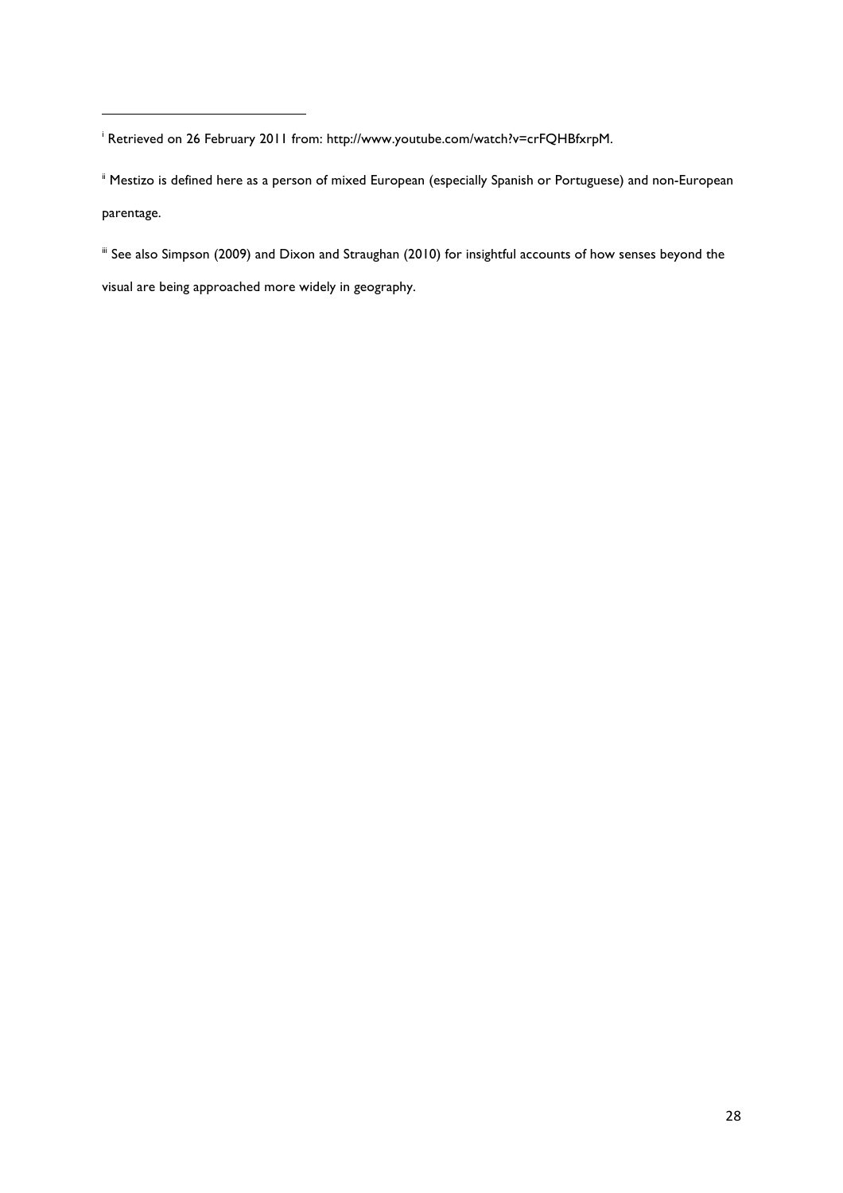[i] Retrieved on 26 February 2011 from: http://www.youtube.com/watch?v=crFQHBfxrpM.

[ii] Mestizo is defined here as a person of mixed European (especially Spanish or Portuguese) and non-European parentage.

[iii] See also Simpson (2009) and Dixon and Straughan (2010) for insightful accounts of how senses beyond the visual are being approached more widely in geography.